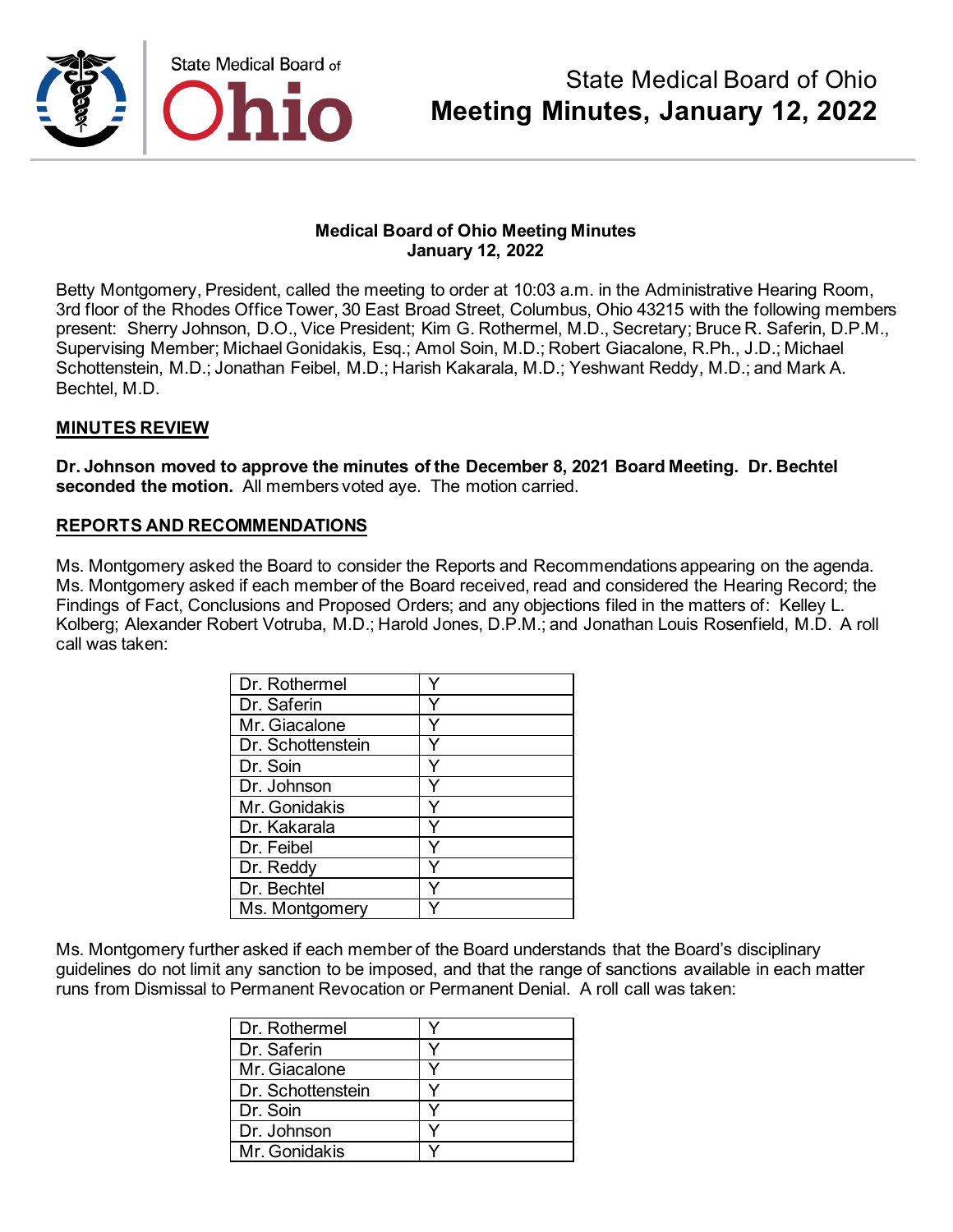# State Medical Board of Ohio
# Meeting Minutes, January 12, 2022

**Medical Board of Ohio Meeting Minutes**
**January 12, 2022**

Betty Montgomery, President, called the meeting to order at 10:03 a.m. in the Administrative Hearing Room, 3rd floor of the Rhodes Office Tower, 30 East Broad Street, Columbus, Ohio 43215 with the following members present: Sherry Johnson, D.O., Vice President; Kim G. Rothermel, M.D., Secretary; Bruce R. Saferin, D.P.M., Supervising Member; Michael Gonidakis, Esq.; Amol Soin, M.D.; Robert Giacalone, R.Ph., J.D.; Michael Schottenstein, M.D.; Jonathan Feibel, M.D.; Harish Kakarala, M.D.; Yeshwant Reddy, M.D.; and Mark A. Bechtel, M.D.

## MINUTES REVIEW

**Dr. Johnson moved to approve the minutes of the December 8, 2021 Board Meeting. Dr. Bechtel seconded the motion.** All members voted aye. The motion carried.

## REPORTS AND RECOMMENDATIONS

Ms. Montgomery asked the Board to consider the Reports and Recommendations appearing on the agenda. Ms. Montgomery asked if each member of the Board received, read and considered the Hearing Record; the Findings of Fact, Conclusions and Proposed Orders; and any objections filed in the matters of: Kelley L. Kolberg; Alexander Robert Votruba, M.D.; Harold Jones, D.P.M.; and Jonathan Louis Rosenfield, M.D. A roll call was taken:

| | |
|---|---|
| Dr. Rothermel | Y |
| Dr. Saferin | Y |
| Mr. Giacalone | Y |
| Dr. Schottenstein | Y |
| Dr. Soin | Y |
| Dr. Johnson | Y |
| Mr. Gonidakis | Y |
| Dr. Kakarala | Y |
| Dr. Feibel | Y |
| Dr. Reddy | Y |
| Dr. Bechtel | Y |
| Ms. Montgomery | Y |

Ms. Montgomery further asked if each member of the Board understands that the Board's disciplinary guidelines do not limit any sanction to be imposed, and that the range of sanctions available in each matter runs from Dismissal to Permanent Revocation or Permanent Denial. A roll call was taken:

| | |
|---|---|
| Dr. Rothermel | Y |
| Dr. Saferin | Y |
| Mr. Giacalone | Y |
| Dr. Schottenstein | Y |
| Dr. Soin | Y |
| Dr. Johnson | Y |
| Mr. Gonidakis | Y |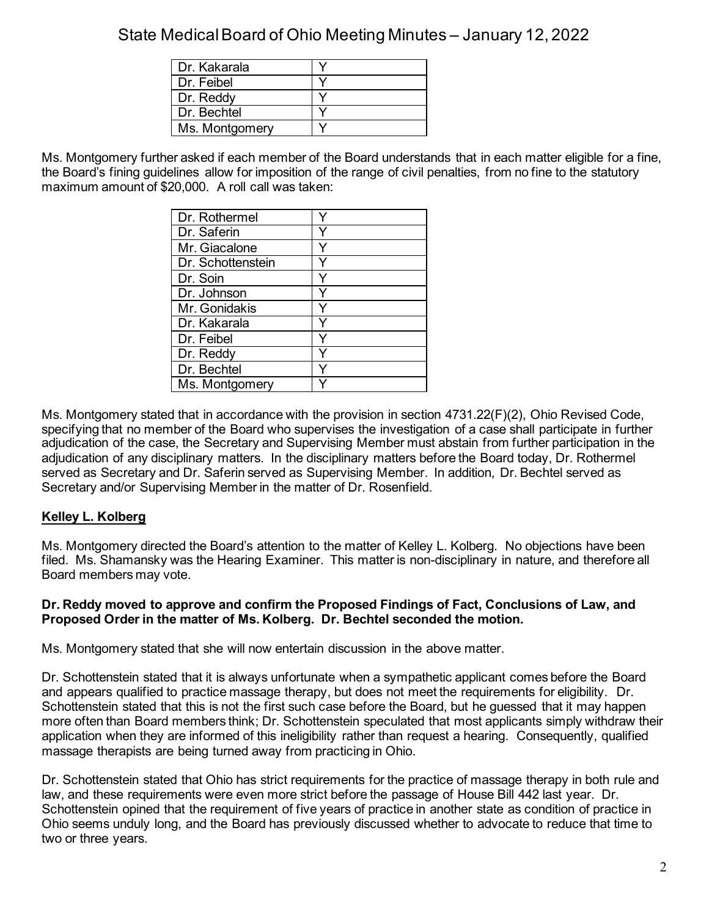| | |
|---|---|
| Dr. Kakarala | Y |
| Dr. Feibel | Y |
| Dr. Reddy | Y |
| Dr. Bechtel | Y |
| Ms. Montgomery | Y |

Ms. Montgomery further asked if each member of the Board understands that in each matter eligible for a fine, the Board's fining guidelines allow for imposition of the range of civil penalties, from no fine to the statutory maximum amount of $20,000. A roll call was taken:

| | |
|---|---|
| Dr. Rothermel | Y |
| Dr. Saferin | Y |
| Mr. Giacalone | Y |
| Dr. Schottenstein | Y |
| Dr. Soin | Y |
| Dr. Johnson | Y |
| Mr. Gonidakis | Y |
| Dr. Kakarala | Y |
| Dr. Feibel | Y |
| Dr. Reddy | Y |
| Dr. Bechtel | Y |
| Ms. Montgomery | Y |

Ms. Montgomery stated that in accordance with the provision in section 4731.22(F)(2), Ohio Revised Code, specifying that no member of the Board who supervises the investigation of a case shall participate in further adjudication of the case, the Secretary and Supervising Member must abstain from further participation in the adjudication of any disciplinary matters. In the disciplinary matters before the Board today, Dr. Rothermel served as Secretary and Dr. Saferin served as Supervising Member. In addition, Dr. Bechtel served as Secretary and/or Supervising Member in the matter of Dr. Rosenfield.

**Kelley L. Kolberg**

Ms. Montgomery directed the Board's attention to the matter of Kelley L. Kolberg. No objections have been filed. Ms. Shamansky was the Hearing Examiner. This matter is non-disciplinary in nature, and therefore all Board members may vote.

**Dr. Reddy moved to approve and confirm the Proposed Findings of Fact, Conclusions of Law, and Proposed Order in the matter of Ms. Kolberg. Dr. Bechtel seconded the motion.**

Ms. Montgomery stated that she will now entertain discussion in the above matter.

Dr. Schottenstein stated that it is always unfortunate when a sympathetic applicant comes before the Board and appears qualified to practice massage therapy, but does not meet the requirements for eligibility. Dr. Schottenstein stated that this is not the first such case before the Board, but he guessed that it may happen more often than Board members think; Dr. Schottenstein speculated that most applicants simply withdraw their application when they are informed of this ineligibility rather than request a hearing. Consequently, qualified massage therapists are being turned away from practicing in Ohio.

Dr. Schottenstein stated that Ohio has strict requirements for the practice of massage therapy in both rule and law, and these requirements were even more strict before the passage of House Bill 442 last year. Dr. Schottenstein opined that the requirement of five years of practice in another state as condition of practice in Ohio seems unduly long, and the Board has previously discussed whether to advocate to reduce that time to two or three years.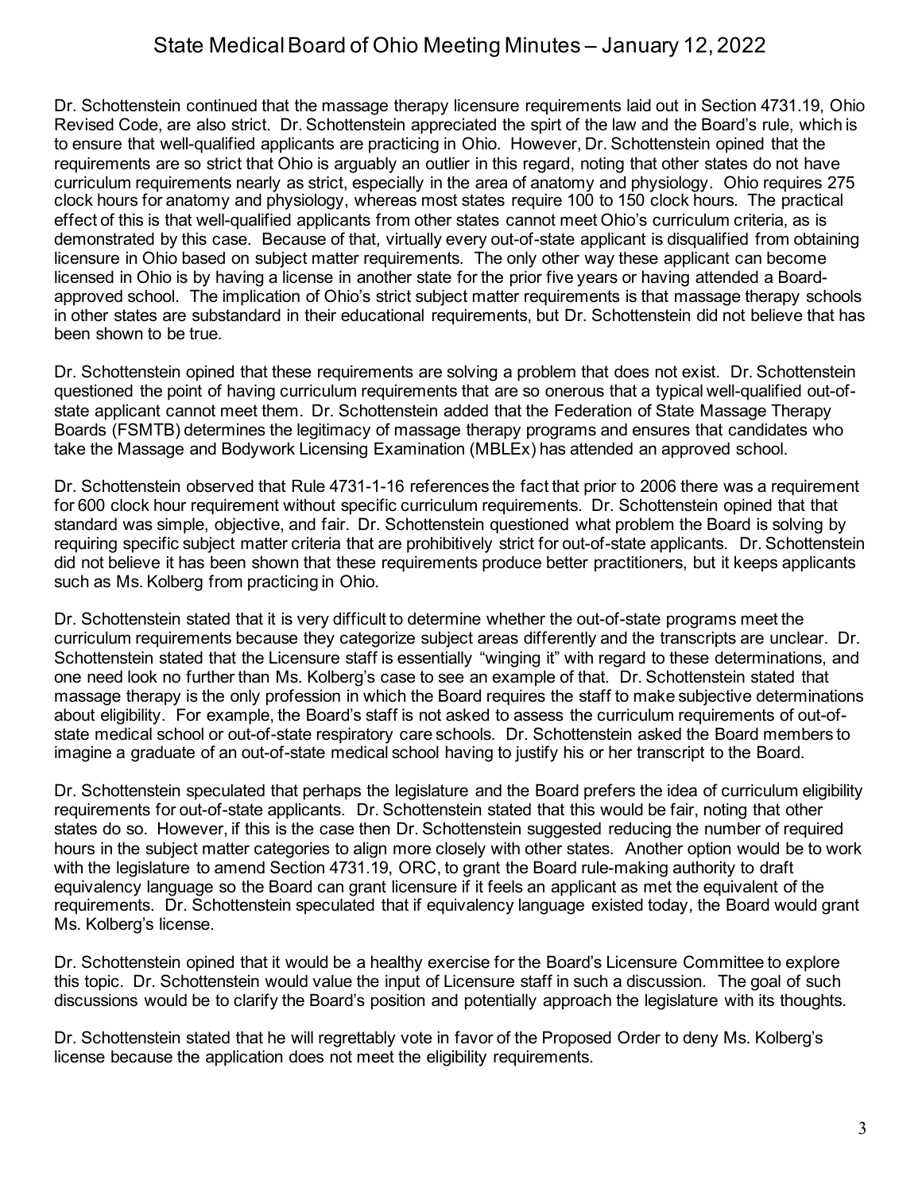Dr. Schottenstein continued that the massage therapy licensure requirements laid out in Section 4731.19, Ohio Revised Code, are also strict. Dr. Schottenstein appreciated the spirt of the law and the Board's rule, which is to ensure that well-qualified applicants are practicing in Ohio. However, Dr. Schottenstein opined that the requirements are so strict that Ohio is arguably an outlier in this regard, noting that other states do not have curriculum requirements nearly as strict, especially in the area of anatomy and physiology. Ohio requires 275 clock hours for anatomy and physiology, whereas most states require 100 to 150 clock hours. The practical effect of this is that well-qualified applicants from other states cannot meet Ohio's curriculum criteria, as is demonstrated by this case. Because of that, virtually every out-of-state applicant is disqualified from obtaining licensure in Ohio based on subject matter requirements. The only other way these applicant can become licensed in Ohio is by having a license in another state for the prior five years or having attended a Board-approved school. The implication of Ohio's strict subject matter requirements is that massage therapy schools in other states are substandard in their educational requirements, but Dr. Schottenstein did not believe that has been shown to be true.

Dr. Schottenstein opined that these requirements are solving a problem that does not exist. Dr. Schottenstein questioned the point of having curriculum requirements that are so onerous that a typical well-qualified out-of-state applicant cannot meet them. Dr. Schottenstein added that the Federation of State Massage Therapy Boards (FSMTB) determines the legitimacy of massage therapy programs and ensures that candidates who take the Massage and Bodywork Licensing Examination (MBLEx) has attended an approved school.

Dr. Schottenstein observed that Rule 4731-1-16 references the fact that prior to 2006 there was a requirement for 600 clock hour requirement without specific curriculum requirements. Dr. Schottenstein opined that that standard was simple, objective, and fair. Dr. Schottenstein questioned what problem the Board is solving by requiring specific subject matter criteria that are prohibitively strict for out-of-state applicants. Dr. Schottenstein did not believe it has been shown that these requirements produce better practitioners, but it keeps applicants such as Ms. Kolberg from practicing in Ohio.

Dr. Schottenstein stated that it is very difficult to determine whether the out-of-state programs meet the curriculum requirements because they categorize subject areas differently and the transcripts are unclear. Dr. Schottenstein stated that the Licensure staff is essentially "winging it" with regard to these determinations, and one need look no further than Ms. Kolberg's case to see an example of that. Dr. Schottenstein stated that massage therapy is the only profession in which the Board requires the staff to make subjective determinations about eligibility. For example, the Board's staff is not asked to assess the curriculum requirements of out-of-state medical school or out-of-state respiratory care schools. Dr. Schottenstein asked the Board members to imagine a graduate of an out-of-state medical school having to justify his or her transcript to the Board.

Dr. Schottenstein speculated that perhaps the legislature and the Board prefers the idea of curriculum eligibility requirements for out-of-state applicants. Dr. Schottenstein stated that this would be fair, noting that other states do so. However, if this is the case then Dr. Schottenstein suggested reducing the number of required hours in the subject matter categories to align more closely with other states. Another option would be to work with the legislature to amend Section 4731.19, ORC, to grant the Board rule-making authority to draft equivalency language so the Board can grant licensure if it feels an applicant as met the equivalent of the requirements. Dr. Schottenstein speculated that if equivalency language existed today, the Board would grant Ms. Kolberg's license.

Dr. Schottenstein opined that it would be a healthy exercise for the Board's Licensure Committee to explore this topic. Dr. Schottenstein would value the input of Licensure staff in such a discussion. The goal of such discussions would be to clarify the Board's position and potentially approach the legislature with its thoughts.

Dr. Schottenstein stated that he will regrettably vote in favor of the Proposed Order to deny Ms. Kolberg's license because the application does not meet the eligibility requirements.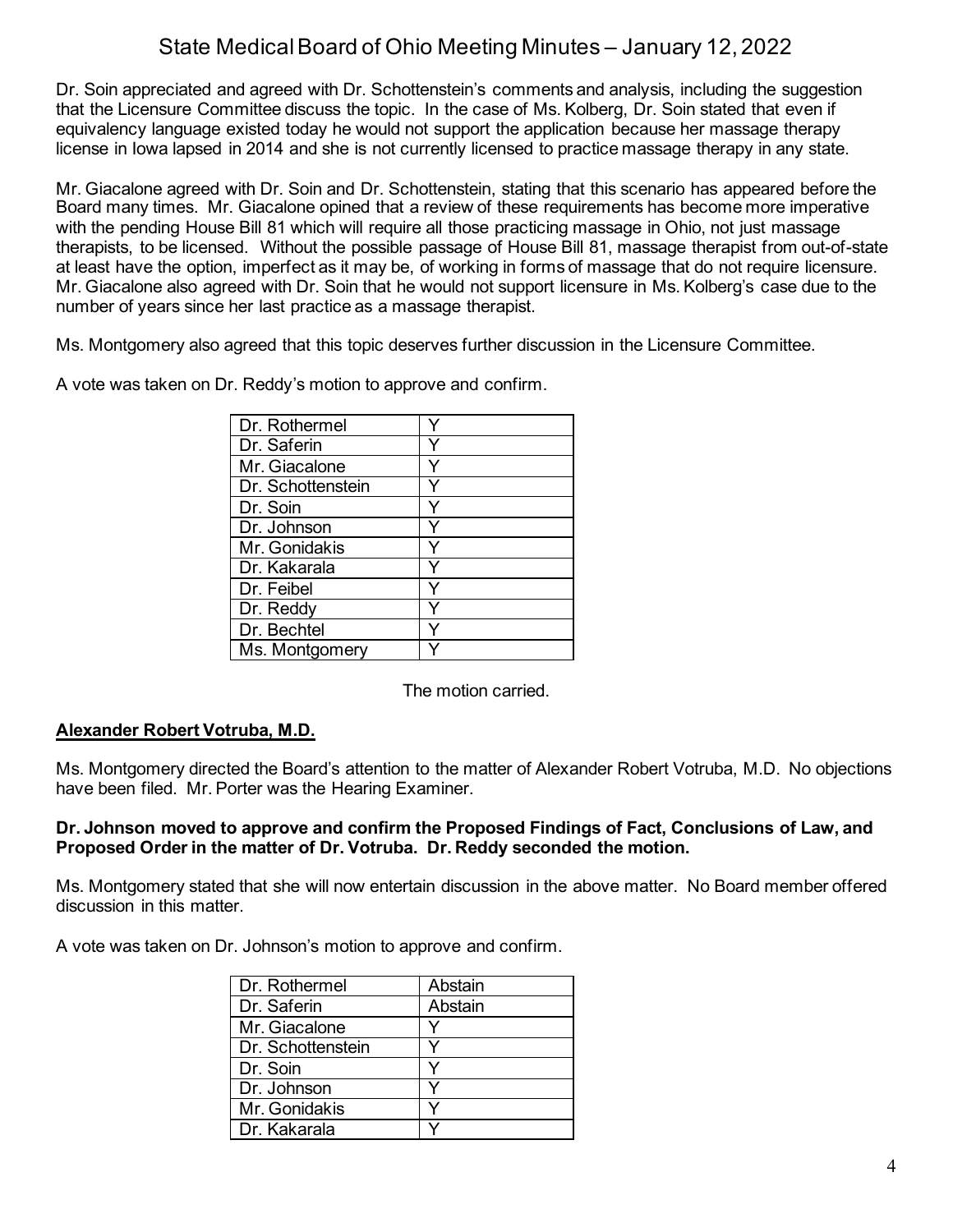Dr. Soin appreciated and agreed with Dr. Schottenstein's comments and analysis, including the suggestion that the Licensure Committee discuss the topic. In the case of Ms. Kolberg, Dr. Soin stated that even if equivalency language existed today he would not support the application because her massage therapy license in Iowa lapsed in 2014 and she is not currently licensed to practice massage therapy in any state.

Mr. Giacalone agreed with Dr. Soin and Dr. Schottenstein, stating that this scenario has appeared before the Board many times. Mr. Giacalone opined that a review of these requirements has become more imperative with the pending House Bill 81 which will require all those practicing massage in Ohio, not just massage therapists, to be licensed. Without the possible passage of House Bill 81, massage therapist from out-of-state at least have the option, imperfect as it may be, of working in forms of massage that do not require licensure. Mr. Giacalone also agreed with Dr. Soin that he would not support licensure in Ms. Kolberg's case due to the number of years since her last practice as a massage therapist.

Ms. Montgomery also agreed that this topic deserves further discussion in the Licensure Committee.

A vote was taken on Dr. Reddy's motion to approve and confirm.

| | |
|---|---|
| Dr. Rothermel | Y |
| Dr. Saferin | Y |
| Mr. Giacalone | Y |
| Dr. Schottenstein | Y |
| Dr. Soin | Y |
| Dr. Johnson | Y |
| Mr. Gonidakis | Y |
| Dr. Kakarala | Y |
| Dr. Feibel | Y |
| Dr. Reddy | Y |
| Dr. Bechtel | Y |
| Ms. Montgomery | Y |

The motion carried.

**Alexander Robert Votruba, M.D.**

Ms. Montgomery directed the Board's attention to the matter of Alexander Robert Votruba, M.D. No objections have been filed. Mr. Porter was the Hearing Examiner.

**Dr. Johnson moved to approve and confirm the Proposed Findings of Fact, Conclusions of Law, and Proposed Order in the matter of Dr. Votruba. Dr. Reddy seconded the motion.**

Ms. Montgomery stated that she will now entertain discussion in the above matter. No Board member offered discussion in this matter.

A vote was taken on Dr. Johnson's motion to approve and confirm.

| | |
|---|---|
| Dr. Rothermel | Abstain |
| Dr. Saferin | Abstain |
| Mr. Giacalone | Y |
| Dr. Schottenstein | Y |
| Dr. Soin | Y |
| Dr. Johnson | Y |
| Mr. Gonidakis | Y |
| Dr. Kakarala | Y |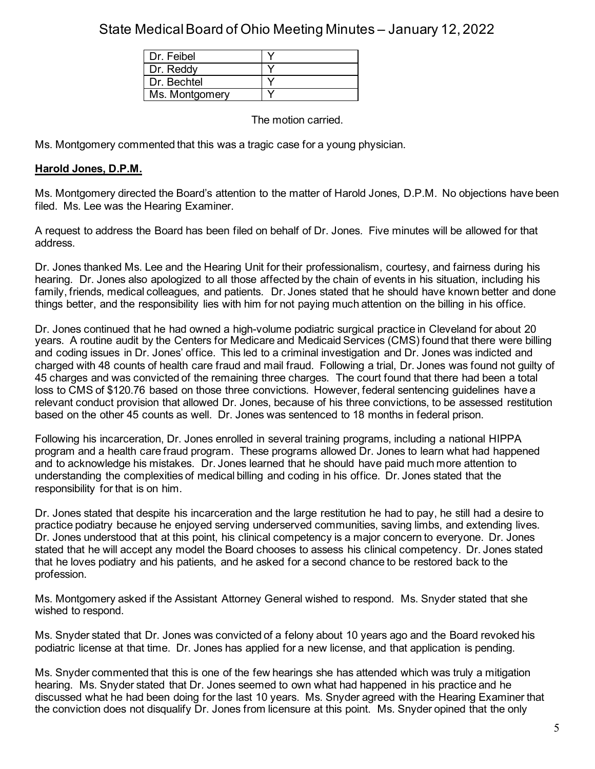| Dr. Feibel | Y |
|---|---|
| Dr. Reddy | Y |
| Dr. Bechtel | Y |
| Ms. Montgomery | Y |

The motion carried.

Ms. Montgomery commented that this was a tragic case for a young physician.

**Harold Jones, D.P.M.**

Ms. Montgomery directed the Board's attention to the matter of Harold Jones, D.P.M. No objections have been filed. Ms. Lee was the Hearing Examiner.

A request to address the Board has been filed on behalf of Dr. Jones. Five minutes will be allowed for that address.

Dr. Jones thanked Ms. Lee and the Hearing Unit for their professionalism, courtesy, and fairness during his hearing. Dr. Jones also apologized to all those affected by the chain of events in his situation, including his family, friends, medical colleagues, and patients. Dr. Jones stated that he should have known better and done things better, and the responsibility lies with him for not paying much attention on the billing in his office.

Dr. Jones continued that he had owned a high-volume podiatric surgical practice in Cleveland for about 20 years. A routine audit by the Centers for Medicare and Medicaid Services (CMS) found that there were billing and coding issues in Dr. Jones' office. This led to a criminal investigation and Dr. Jones was indicted and charged with 48 counts of health care fraud and mail fraud. Following a trial, Dr. Jones was found not guilty of 45 charges and was convicted of the remaining three charges. The court found that there had been a total loss to CMS of $120.76 based on those three convictions. However, federal sentencing guidelines have a relevant conduct provision that allowed Dr. Jones, because of his three convictions, to be assessed restitution based on the other 45 counts as well. Dr. Jones was sentenced to 18 months in federal prison.

Following his incarceration, Dr. Jones enrolled in several training programs, including a national HIPPA program and a health care fraud program. These programs allowed Dr. Jones to learn what had happened and to acknowledge his mistakes. Dr. Jones learned that he should have paid much more attention to understanding the complexities of medical billing and coding in his office. Dr. Jones stated that the responsibility for that is on him.

Dr. Jones stated that despite his incarceration and the large restitution he had to pay, he still had a desire to practice podiatry because he enjoyed serving underserved communities, saving limbs, and extending lives. Dr. Jones understood that at this point, his clinical competency is a major concern to everyone. Dr. Jones stated that he will accept any model the Board chooses to assess his clinical competency. Dr. Jones stated that he loves podiatry and his patients, and he asked for a second chance to be restored back to the profession.

Ms. Montgomery asked if the Assistant Attorney General wished to respond. Ms. Snyder stated that she wished to respond.

Ms. Snyder stated that Dr. Jones was convicted of a felony about 10 years ago and the Board revoked his podiatric license at that time. Dr. Jones has applied for a new license, and that application is pending.

Ms. Snyder commented that this is one of the few hearings she has attended which was truly a mitigation hearing. Ms. Snyder stated that Dr. Jones seemed to own what had happened in his practice and he discussed what he had been doing for the last 10 years. Ms. Snyder agreed with the Hearing Examiner that the conviction does not disqualify Dr. Jones from licensure at this point. Ms. Snyder opined that the only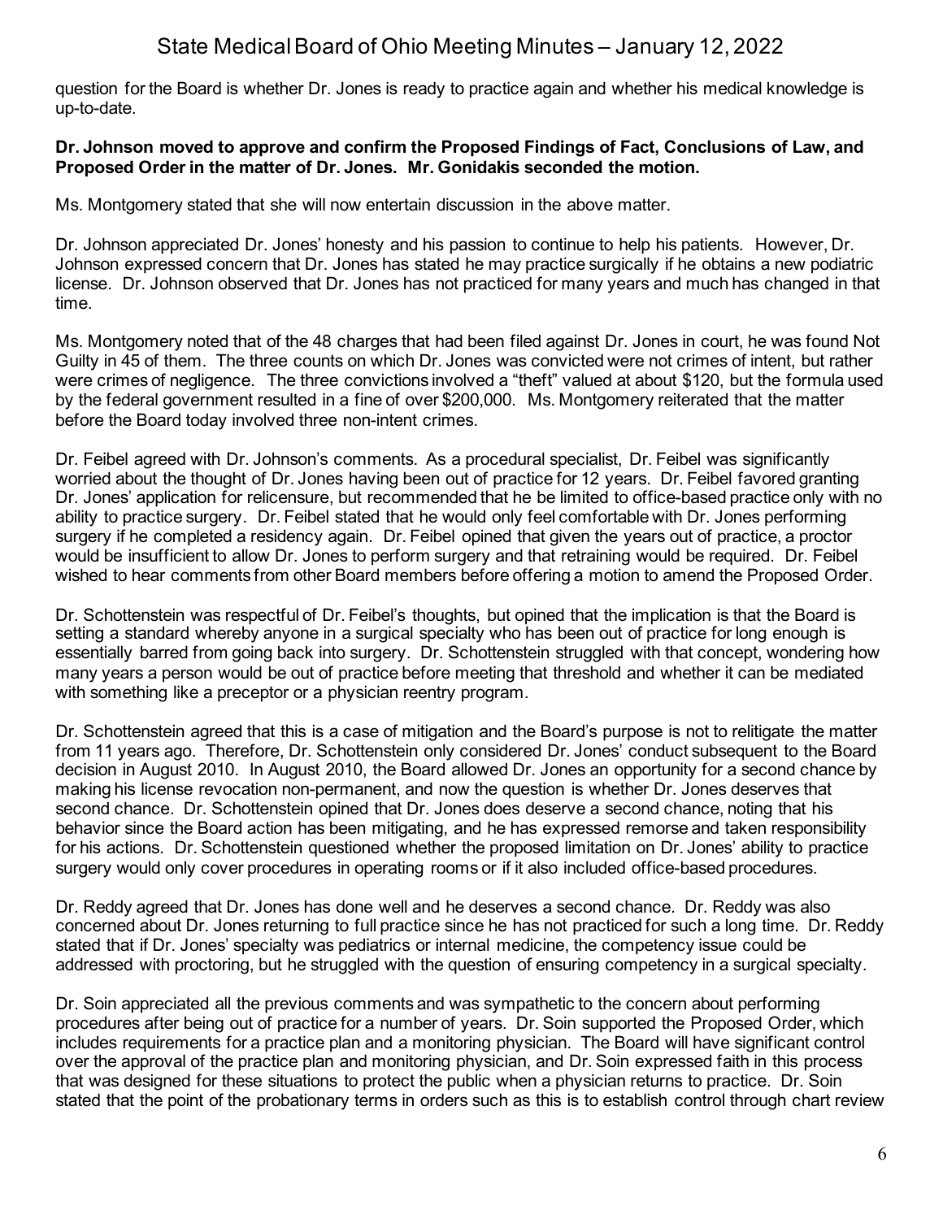question for the Board is whether Dr. Jones is ready to practice again and whether his medical knowledge is up-to-date.

**Dr. Johnson moved to approve and confirm the Proposed Findings of Fact, Conclusions of Law, and Proposed Order in the matter of Dr. Jones. Mr. Gonidakis seconded the motion.**

Ms. Montgomery stated that she will now entertain discussion in the above matter.

Dr. Johnson appreciated Dr. Jones' honesty and his passion to continue to help his patients. However, Dr. Johnson expressed concern that Dr. Jones has stated he may practice surgically if he obtains a new podiatric license. Dr. Johnson observed that Dr. Jones has not practiced for many years and much has changed in that time.

Ms. Montgomery noted that of the 48 charges that had been filed against Dr. Jones in court, he was found Not Guilty in 45 of them. The three counts on which Dr. Jones was convicted were not crimes of intent, but rather were crimes of negligence. The three convictions involved a "theft" valued at about $120, but the formula used by the federal government resulted in a fine of over $200,000. Ms. Montgomery reiterated that the matter before the Board today involved three non-intent crimes.

Dr. Feibel agreed with Dr. Johnson's comments. As a procedural specialist, Dr. Feibel was significantly worried about the thought of Dr. Jones having been out of practice for 12 years. Dr. Feibel favored granting Dr. Jones' application for relicensure, but recommended that he be limited to office-based practice only with no ability to practice surgery. Dr. Feibel stated that he would only feel comfortable with Dr. Jones performing surgery if he completed a residency again. Dr. Feibel opined that given the years out of practice, a proctor would be insufficient to allow Dr. Jones to perform surgery and that retraining would be required. Dr. Feibel wished to hear comments from other Board members before offering a motion to amend the Proposed Order.

Dr. Schottenstein was respectful of Dr. Feibel's thoughts, but opined that the implication is that the Board is setting a standard whereby anyone in a surgical specialty who has been out of practice for long enough is essentially barred from going back into surgery. Dr. Schottenstein struggled with that concept, wondering how many years a person would be out of practice before meeting that threshold and whether it can be mediated with something like a preceptor or a physician reentry program.

Dr. Schottenstein agreed that this is a case of mitigation and the Board's purpose is not to relitigate the matter from 11 years ago. Therefore, Dr. Schottenstein only considered Dr. Jones' conduct subsequent to the Board decision in August 2010. In August 2010, the Board allowed Dr. Jones an opportunity for a second chance by making his license revocation non-permanent, and now the question is whether Dr. Jones deserves that second chance. Dr. Schottenstein opined that Dr. Jones does deserve a second chance, noting that his behavior since the Board action has been mitigating, and he has expressed remorse and taken responsibility for his actions. Dr. Schottenstein questioned whether the proposed limitation on Dr. Jones' ability to practice surgery would only cover procedures in operating rooms or if it also included office-based procedures.

Dr. Reddy agreed that Dr. Jones has done well and he deserves a second chance. Dr. Reddy was also concerned about Dr. Jones returning to full practice since he has not practiced for such a long time. Dr. Reddy stated that if Dr. Jones' specialty was pediatrics or internal medicine, the competency issue could be addressed with proctoring, but he struggled with the question of ensuring competency in a surgical specialty.

Dr. Soin appreciated all the previous comments and was sympathetic to the concern about performing procedures after being out of practice for a number of years. Dr. Soin supported the Proposed Order, which includes requirements for a practice plan and a monitoring physician. The Board will have significant control over the approval of the practice plan and monitoring physician, and Dr. Soin expressed faith in this process that was designed for these situations to protect the public when a physician returns to practice. Dr. Soin stated that the point of the probationary terms in orders such as this is to establish control through chart review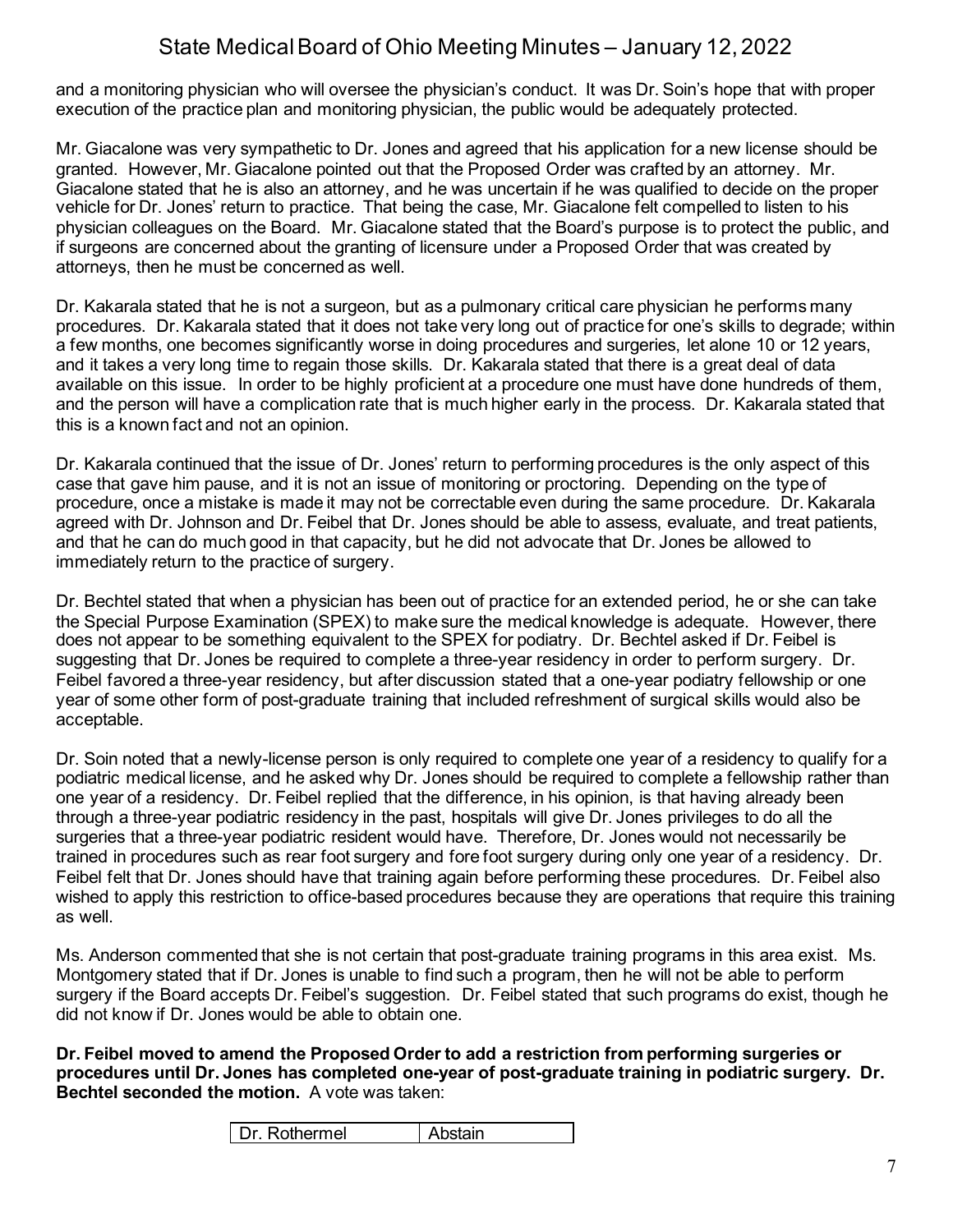and a monitoring physician who will oversee the physician's conduct. It was Dr. Soin's hope that with proper execution of the practice plan and monitoring physician, the public would be adequately protected.

Mr. Giacalone was very sympathetic to Dr. Jones and agreed that his application for a new license should be granted. However, Mr. Giacalone pointed out that the Proposed Order was crafted by an attorney. Mr. Giacalone stated that he is also an attorney, and he was uncertain if he was qualified to decide on the proper vehicle for Dr. Jones' return to practice. That being the case, Mr. Giacalone felt compelled to listen to his physician colleagues on the Board. Mr. Giacalone stated that the Board's purpose is to protect the public, and if surgeons are concerned about the granting of licensure under a Proposed Order that was created by attorneys, then he must be concerned as well.

Dr. Kakarala stated that he is not a surgeon, but as a pulmonary critical care physician he performs many procedures. Dr. Kakarala stated that it does not take very long out of practice for one's skills to degrade; within a few months, one becomes significantly worse in doing procedures and surgeries, let alone 10 or 12 years, and it takes a very long time to regain those skills. Dr. Kakarala stated that there is a great deal of data available on this issue. In order to be highly proficient at a procedure one must have done hundreds of them, and the person will have a complication rate that is much higher early in the process. Dr. Kakarala stated that this is a known fact and not an opinion.

Dr. Kakarala continued that the issue of Dr. Jones' return to performing procedures is the only aspect of this case that gave him pause, and it is not an issue of monitoring or proctoring. Depending on the type of procedure, once a mistake is made it may not be correctable even during the same procedure. Dr. Kakarala agreed with Dr. Johnson and Dr. Feibel that Dr. Jones should be able to assess, evaluate, and treat patients, and that he can do much good in that capacity, but he did not advocate that Dr. Jones be allowed to immediately return to the practice of surgery.

Dr. Bechtel stated that when a physician has been out of practice for an extended period, he or she can take the Special Purpose Examination (SPEX) to make sure the medical knowledge is adequate. However, there does not appear to be something equivalent to the SPEX for podiatry. Dr. Bechtel asked if Dr. Feibel is suggesting that Dr. Jones be required to complete a three-year residency in order to perform surgery. Dr. Feibel favored a three-year residency, but after discussion stated that a one-year podiatry fellowship or one year of some other form of post-graduate training that included refreshment of surgical skills would also be acceptable.

Dr. Soin noted that a newly-license person is only required to complete one year of a residency to qualify for a podiatric medical license, and he asked why Dr. Jones should be required to complete a fellowship rather than one year of a residency. Dr. Feibel replied that the difference, in his opinion, is that having already been through a three-year podiatric residency in the past, hospitals will give Dr. Jones privileges to do all the surgeries that a three-year podiatric resident would have. Therefore, Dr. Jones would not necessarily be trained in procedures such as rear foot surgery and fore foot surgery during only one year of a residency. Dr. Feibel felt that Dr. Jones should have that training again before performing these procedures. Dr. Feibel also wished to apply this restriction to office-based procedures because they are operations that require this training as well.

Ms. Anderson commented that she is not certain that post-graduate training programs in this area exist. Ms. Montgomery stated that if Dr. Jones is unable to find such a program, then he will not be able to perform surgery if the Board accepts Dr. Feibel's suggestion. Dr. Feibel stated that such programs do exist, though he did not know if Dr. Jones would be able to obtain one.

**Dr. Feibel moved to amend the Proposed Order to add a restriction from performing surgeries or procedures until Dr. Jones has completed one-year of post-graduate training in podiatric surgery. Dr. Bechtel seconded the motion.** A vote was taken:

| Dr. Rothermel | Abstain |
| --- | --- |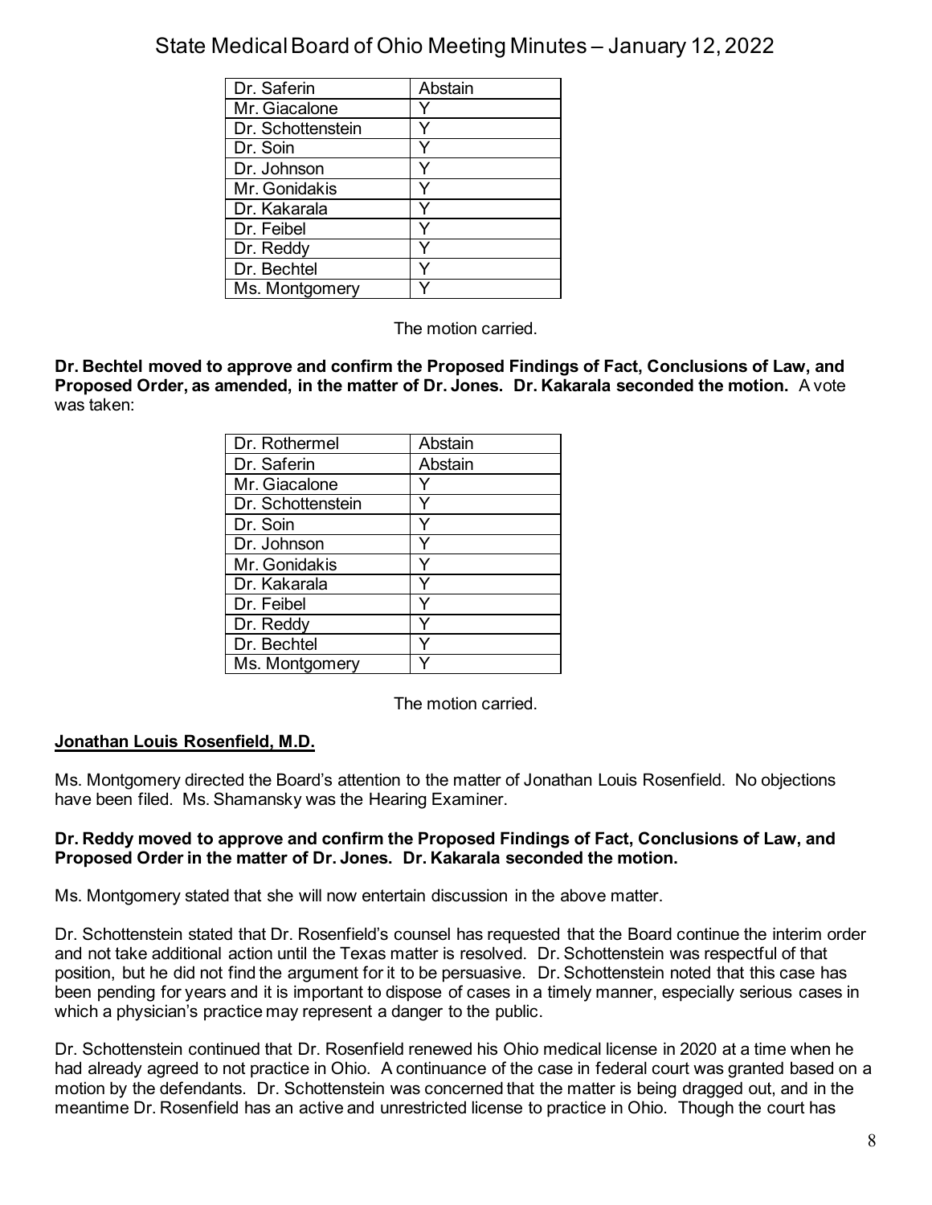| Dr. Saferin | Abstain |
|---|---|
| Mr. Giacalone | Y |
| Dr. Schottenstein | Y |
| Dr. Soin | Y |
| Dr. Johnson | Y |
| Mr. Gonidakis | Y |
| Dr. Kakarala | Y |
| Dr. Feibel | Y |
| Dr. Reddy | Y |
| Dr. Bechtel | Y |
| Ms. Montgomery | Y |

The motion carried.

**Dr. Bechtel moved to approve and confirm the Proposed Findings of Fact, Conclusions of Law, and Proposed Order, as amended, in the matter of Dr. Jones. Dr. Kakarala seconded the motion.** A vote was taken:

| Dr. Rothermel | Abstain |
|---|---|
| Dr. Saferin | Abstain |
| Mr. Giacalone | Y |
| Dr. Schottenstein | Y |
| Dr. Soin | Y |
| Dr. Johnson | Y |
| Mr. Gonidakis | Y |
| Dr. Kakarala | Y |
| Dr. Feibel | Y |
| Dr. Reddy | Y |
| Dr. Bechtel | Y |
| Ms. Montgomery | Y |

The motion carried.

**Jonathan Louis Rosenfield, M.D.**

Ms. Montgomery directed the Board's attention to the matter of Jonathan Louis Rosenfield. No objections have been filed. Ms. Shamansky was the Hearing Examiner.

**Dr. Reddy moved to approve and confirm the Proposed Findings of Fact, Conclusions of Law, and Proposed Order in the matter of Dr. Jones. Dr. Kakarala seconded the motion.**

Ms. Montgomery stated that she will now entertain discussion in the above matter.

Dr. Schottenstein stated that Dr. Rosenfield's counsel has requested that the Board continue the interim order and not take additional action until the Texas matter is resolved. Dr. Schottenstein was respectful of that position, but he did not find the argument for it to be persuasive. Dr. Schottenstein noted that this case has been pending for years and it is important to dispose of cases in a timely manner, especially serious cases in which a physician's practice may represent a danger to the public.

Dr. Schottenstein continued that Dr. Rosenfield renewed his Ohio medical license in 2020 at a time when he had already agreed to not practice in Ohio. A continuance of the case in federal court was granted based on a motion by the defendants. Dr. Schottenstein was concerned that the matter is being dragged out, and in the meantime Dr. Rosenfield has an active and unrestricted license to practice in Ohio. Though the court has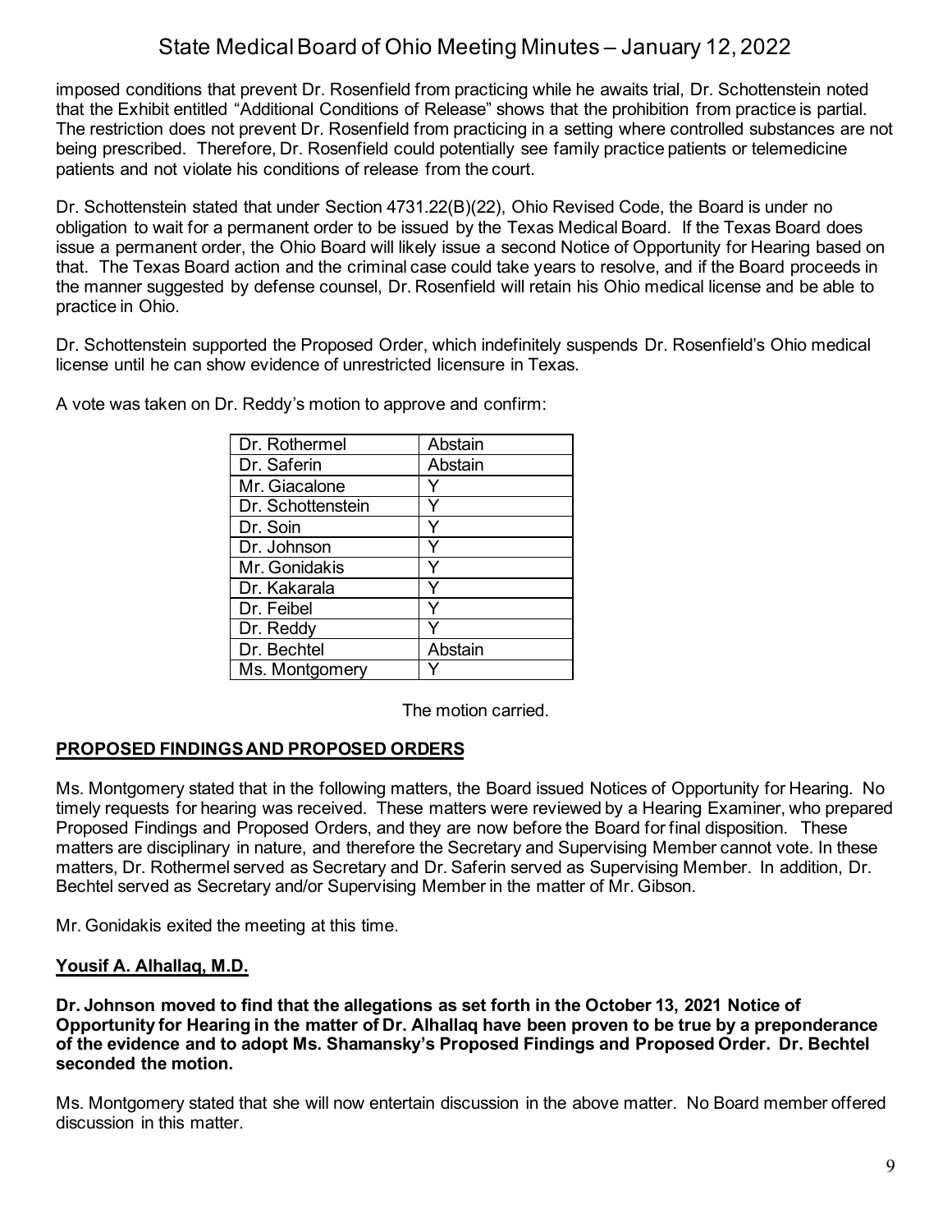imposed conditions that prevent Dr. Rosenfield from practicing while he awaits trial, Dr. Schottenstein noted that the Exhibit entitled "Additional Conditions of Release" shows that the prohibition from practice is partial. The restriction does not prevent Dr. Rosenfield from practicing in a setting where controlled substances are not being prescribed. Therefore, Dr. Rosenfield could potentially see family practice patients or telemedicine patients and not violate his conditions of release from the court.

Dr. Schottenstein stated that under Section 4731.22(B)(22), Ohio Revised Code, the Board is under no obligation to wait for a permanent order to be issued by the Texas Medical Board. If the Texas Board does issue a permanent order, the Ohio Board will likely issue a second Notice of Opportunity for Hearing based on that. The Texas Board action and the criminal case could take years to resolve, and if the Board proceeds in the manner suggested by defense counsel, Dr. Rosenfield will retain his Ohio medical license and be able to practice in Ohio.

Dr. Schottenstein supported the Proposed Order, which indefinitely suspends Dr. Rosenfield's Ohio medical license until he can show evidence of unrestricted licensure in Texas.

A vote was taken on Dr. Reddy's motion to approve and confirm:

| | |
|---|---|
| Dr. Rothermel | Abstain |
| Dr. Saferin | Abstain |
| Mr. Giacalone | Y |
| Dr. Schottenstein | Y |
| Dr. Soin | Y |
| Dr. Johnson | Y |
| Mr. Gonidakis | Y |
| Dr. Kakarala | Y |
| Dr. Feibel | Y |
| Dr. Reddy | Y |
| Dr. Bechtel | Abstain |
| Ms. Montgomery | Y |

The motion carried.

## PROPOSED FINDINGS AND PROPOSED ORDERS

Ms. Montgomery stated that in the following matters, the Board issued Notices of Opportunity for Hearing. No timely requests for hearing was received. These matters were reviewed by a Hearing Examiner, who prepared Proposed Findings and Proposed Orders, and they are now before the Board for final disposition. These matters are disciplinary in nature, and therefore the Secretary and Supervising Member cannot vote. In these matters, Dr. Rothermel served as Secretary and Dr. Saferin served as Supervising Member. In addition, Dr. Bechtel served as Secretary and/or Supervising Member in the matter of Mr. Gibson.

Mr. Gonidakis exited the meeting at this time.

### Yousif A. Alhallaq, M.D.

**Dr. Johnson moved to find that the allegations as set forth in the October 13, 2021 Notice of Opportunity for Hearing in the matter of Dr. Alhallaq have been proven to be true by a preponderance of the evidence and to adopt Ms. Shamansky's Proposed Findings and Proposed Order. Dr. Bechtel seconded the motion.**

Ms. Montgomery stated that she will now entertain discussion in the above matter. No Board member offered discussion in this matter.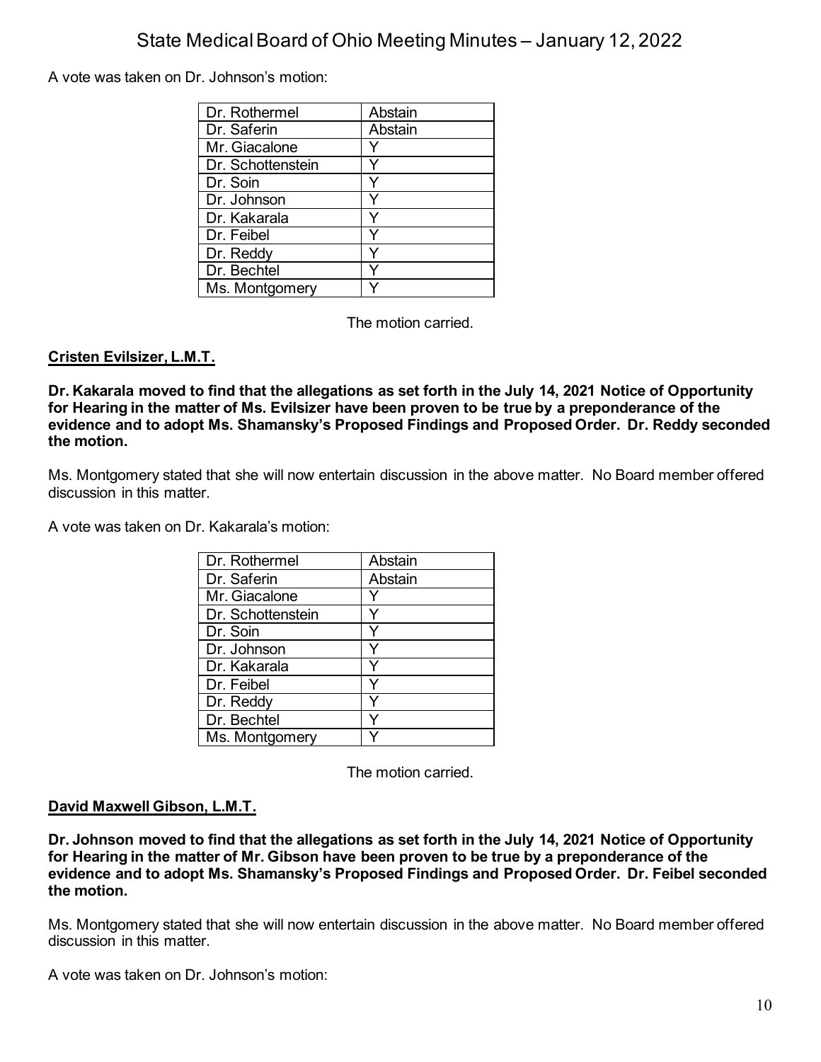A vote was taken on Dr. Johnson's motion:

| | |
|---|---|
| Dr. Rothermel | Abstain |
| Dr. Saferin | Abstain |
| Mr. Giacalone | Y |
| Dr. Schottenstein | Y |
| Dr. Soin | Y |
| Dr. Johnson | Y |
| Dr. Kakarala | Y |
| Dr. Feibel | Y |
| Dr. Reddy | Y |
| Dr. Bechtel | Y |
| Ms. Montgomery | Y |

The motion carried.

**Cristen Evilsizer, L.M.T.**

**Dr. Kakarala moved to find that the allegations as set forth in the July 14, 2021 Notice of Opportunity for Hearing in the matter of Ms. Evilsizer have been proven to be true by a preponderance of the evidence and to adopt Ms. Shamansky's Proposed Findings and Proposed Order. Dr. Reddy seconded the motion.**

Ms. Montgomery stated that she will now entertain discussion in the above matter. No Board member offered discussion in this matter.

A vote was taken on Dr. Kakarala's motion:

| | |
|---|---|
| Dr. Rothermel | Abstain |
| Dr. Saferin | Abstain |
| Mr. Giacalone | Y |
| Dr. Schottenstein | Y |
| Dr. Soin | Y |
| Dr. Johnson | Y |
| Dr. Kakarala | Y |
| Dr. Feibel | Y |
| Dr. Reddy | Y |
| Dr. Bechtel | Y |
| Ms. Montgomery | Y |

The motion carried.

**David Maxwell Gibson, L.M.T.**

**Dr. Johnson moved to find that the allegations as set forth in the July 14, 2021 Notice of Opportunity for Hearing in the matter of Mr. Gibson have been proven to be true by a preponderance of the evidence and to adopt Ms. Shamansky's Proposed Findings and Proposed Order. Dr. Feibel seconded the motion.**

Ms. Montgomery stated that she will now entertain discussion in the above matter. No Board member offered discussion in this matter.

A vote was taken on Dr. Johnson's motion: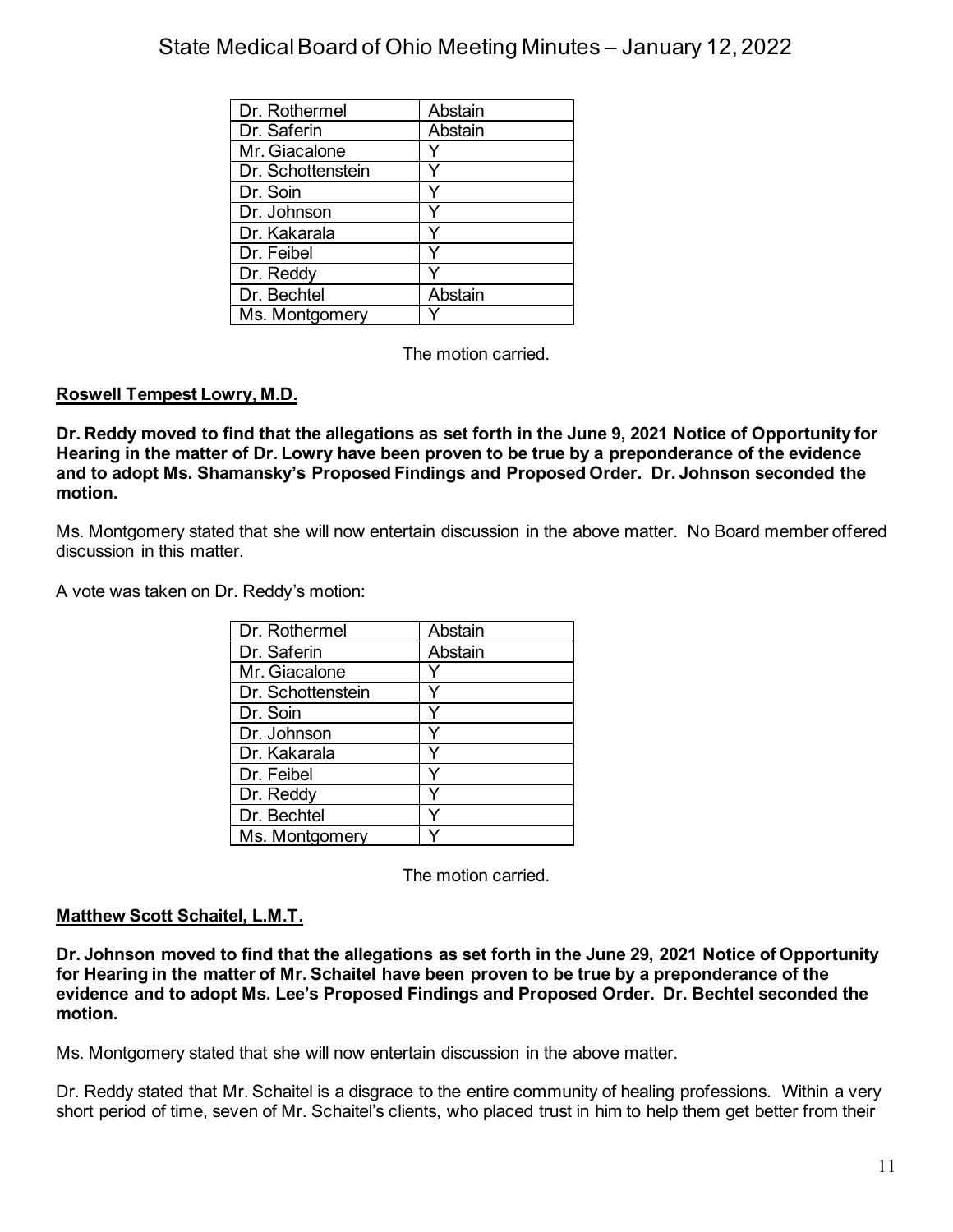| Dr. Rothermel | Abstain |
|---|---|
| Dr. Saferin | Abstain |
| Mr. Giacalone | Y |
| Dr. Schottenstein | Y |
| Dr. Soin | Y |
| Dr. Johnson | Y |
| Dr. Kakarala | Y |
| Dr. Feibel | Y |
| Dr. Reddy | Y |
| Dr. Bechtel | Abstain |
| Ms. Montgomery | Y |

The motion carried.

**Roswell Tempest Lowry, M.D.**

**Dr. Reddy moved to find that the allegations as set forth in the June 9, 2021 Notice of Opportunity for Hearing in the matter of Dr. Lowry have been proven to be true by a preponderance of the evidence and to adopt Ms. Shamansky's Proposed Findings and Proposed Order. Dr. Johnson seconded the motion.**

Ms. Montgomery stated that she will now entertain discussion in the above matter. No Board member offered discussion in this matter.

A vote was taken on Dr. Reddy's motion:

| Dr. Rothermel | Abstain |
|---|---|
| Dr. Saferin | Abstain |
| Mr. Giacalone | Y |
| Dr. Schottenstein | Y |
| Dr. Soin | Y |
| Dr. Johnson | Y |
| Dr. Kakarala | Y |
| Dr. Feibel | Y |
| Dr. Reddy | Y |
| Dr. Bechtel | Y |
| Ms. Montgomery | Y |

The motion carried.

**Matthew Scott Schaitel, L.M.T.**

**Dr. Johnson moved to find that the allegations as set forth in the June 29, 2021 Notice of Opportunity for Hearing in the matter of Mr. Schaitel have been proven to be true by a preponderance of the evidence and to adopt Ms. Lee's Proposed Findings and Proposed Order. Dr. Bechtel seconded the motion.**

Ms. Montgomery stated that she will now entertain discussion in the above matter.

Dr. Reddy stated that Mr. Schaitel is a disgrace to the entire community of healing professions. Within a very short period of time, seven of Mr. Schaitel's clients, who placed trust in him to help them get better from their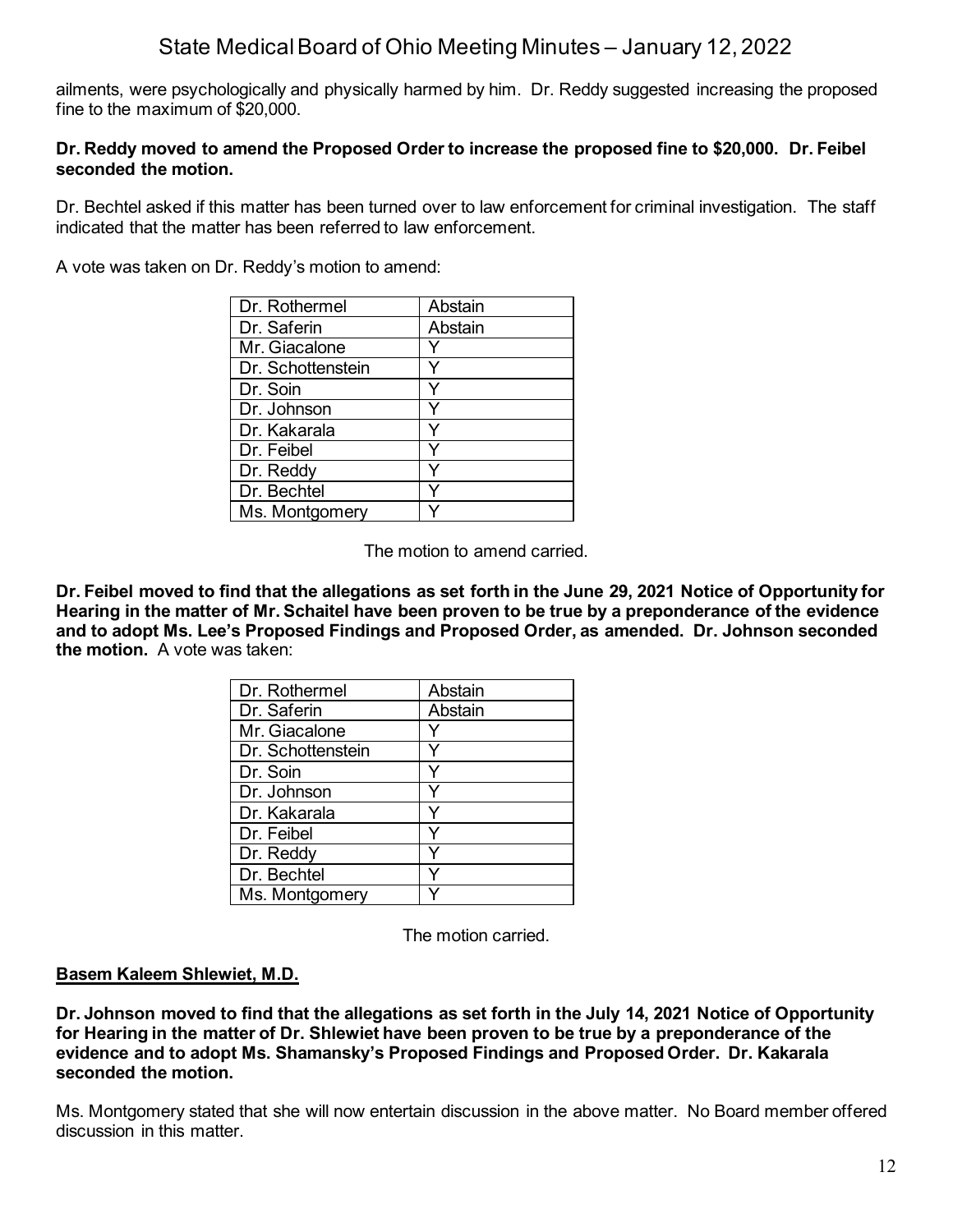ailments, were psychologically and physically harmed by him. Dr. Reddy suggested increasing the proposed fine to the maximum of $20,000.

**Dr. Reddy moved to amend the Proposed Order to increase the proposed fine to $20,000. Dr. Feibel seconded the motion.**

Dr. Bechtel asked if this matter has been turned over to law enforcement for criminal investigation. The staff indicated that the matter has been referred to law enforcement.

A vote was taken on Dr. Reddy's motion to amend:

| | |
|---|---|
| Dr. Rothermel | Abstain |
| Dr. Saferin | Abstain |
| Mr. Giacalone | Y |
| Dr. Schottenstein | Y |
| Dr. Soin | Y |
| Dr. Johnson | Y |
| Dr. Kakarala | Y |
| Dr. Feibel | Y |
| Dr. Reddy | Y |
| Dr. Bechtel | Y |
| Ms. Montgomery | Y |

The motion to amend carried.

**Dr. Feibel moved to find that the allegations as set forth in the June 29, 2021 Notice of Opportunity for Hearing in the matter of Mr. Schaitel have been proven to be true by a preponderance of the evidence and to adopt Ms. Lee's Proposed Findings and Proposed Order, as amended. Dr. Johnson seconded the motion.** A vote was taken:

| | |
|---|---|
| Dr. Rothermel | Abstain |
| Dr. Saferin | Abstain |
| Mr. Giacalone | Y |
| Dr. Schottenstein | Y |
| Dr. Soin | Y |
| Dr. Johnson | Y |
| Dr. Kakarala | Y |
| Dr. Feibel | Y |
| Dr. Reddy | Y |
| Dr. Bechtel | Y |
| Ms. Montgomery | Y |

The motion carried.

**Basem Kaleem Shlewiet, M.D.**

**Dr. Johnson moved to find that the allegations as set forth in the July 14, 2021 Notice of Opportunity for Hearing in the matter of Dr. Shlewiet have been proven to be true by a preponderance of the evidence and to adopt Ms. Shamansky's Proposed Findings and Proposed Order. Dr. Kakarala seconded the motion.**

Ms. Montgomery stated that she will now entertain discussion in the above matter. No Board member offered discussion in this matter.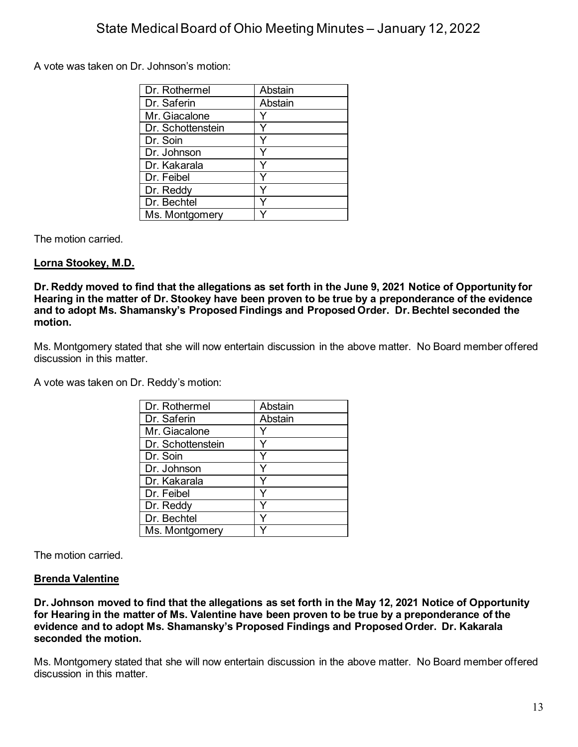A vote was taken on Dr. Johnson's motion:

| | |
|---|---|
| Dr. Rothermel | Abstain |
| Dr. Saferin | Abstain |
| Mr. Giacalone | Y |
| Dr. Schottenstein | Y |
| Dr. Soin | Y |
| Dr. Johnson | Y |
| Dr. Kakarala | Y |
| Dr. Feibel | Y |
| Dr. Reddy | Y |
| Dr. Bechtel | Y |
| Ms. Montgomery | Y |

The motion carried.

**Lorna Stookey, M.D.**

**Dr. Reddy moved to find that the allegations as set forth in the June 9, 2021 Notice of Opportunity for Hearing in the matter of Dr. Stookey have been proven to be true by a preponderance of the evidence and to adopt Ms. Shamansky's Proposed Findings and Proposed Order. Dr. Bechtel seconded the motion.**

Ms. Montgomery stated that she will now entertain discussion in the above matter. No Board member offered discussion in this matter.

A vote was taken on Dr. Reddy's motion:

| | |
|---|---|
| Dr. Rothermel | Abstain |
| Dr. Saferin | Abstain |
| Mr. Giacalone | Y |
| Dr. Schottenstein | Y |
| Dr. Soin | Y |
| Dr. Johnson | Y |
| Dr. Kakarala | Y |
| Dr. Feibel | Y |
| Dr. Reddy | Y |
| Dr. Bechtel | Y |
| Ms. Montgomery | Y |

The motion carried.

**Brenda Valentine**

**Dr. Johnson moved to find that the allegations as set forth in the May 12, 2021 Notice of Opportunity for Hearing in the matter of Ms. Valentine have been proven to be true by a preponderance of the evidence and to adopt Ms. Shamansky's Proposed Findings and Proposed Order. Dr. Kakarala seconded the motion.**

Ms. Montgomery stated that she will now entertain discussion in the above matter. No Board member offered discussion in this matter.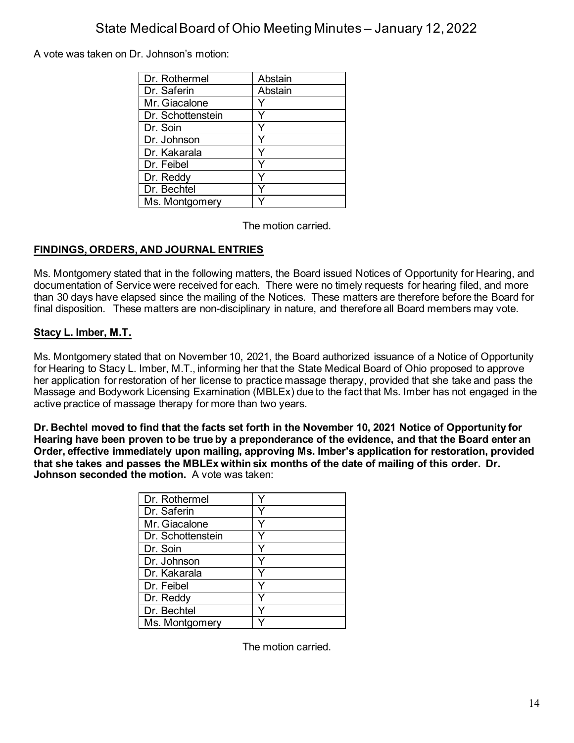A vote was taken on Dr. Johnson's motion:

| | |
|---|---|
| Dr. Rothermel | Abstain |
| Dr. Saferin | Abstain |
| Mr. Giacalone | Y |
| Dr. Schottenstein | Y |
| Dr. Soin | Y |
| Dr. Johnson | Y |
| Dr. Kakarala | Y |
| Dr. Feibel | Y |
| Dr. Reddy | Y |
| Dr. Bechtel | Y |
| Ms. Montgomery | Y |

The motion carried.

## FINDINGS, ORDERS, AND JOURNAL ENTRIES

Ms. Montgomery stated that in the following matters, the Board issued Notices of Opportunity for Hearing, and documentation of Service were received for each. There were no timely requests for hearing filed, and more than 30 days have elapsed since the mailing of the Notices. These matters are therefore before the Board for final disposition. These matters are non-disciplinary in nature, and therefore all Board members may vote.

### Stacy L. Imber, M.T.

Ms. Montgomery stated that on November 10, 2021, the Board authorized issuance of a Notice of Opportunity for Hearing to Stacy L. Imber, M.T., informing her that the State Medical Board of Ohio proposed to approve her application for restoration of her license to practice massage therapy, provided that she take and pass the Massage and Bodywork Licensing Examination (MBLEx) due to the fact that Ms. Imber has not engaged in the active practice of massage therapy for more than two years.

**Dr. Bechtel moved to find that the facts set forth in the November 10, 2021 Notice of Opportunity for Hearing have been proven to be true by a preponderance of the evidence, and that the Board enter an Order, effective immediately upon mailing, approving Ms. Imber's application for restoration, provided that she takes and passes the MBLEx within six months of the date of mailing of this order. Dr. Johnson seconded the motion.** A vote was taken:

| | |
|---|---|
| Dr. Rothermel | Y |
| Dr. Saferin | Y |
| Mr. Giacalone | Y |
| Dr. Schottenstein | Y |
| Dr. Soin | Y |
| Dr. Johnson | Y |
| Dr. Kakarala | Y |
| Dr. Feibel | Y |
| Dr. Reddy | Y |
| Dr. Bechtel | Y |
| Ms. Montgomery | Y |

The motion carried.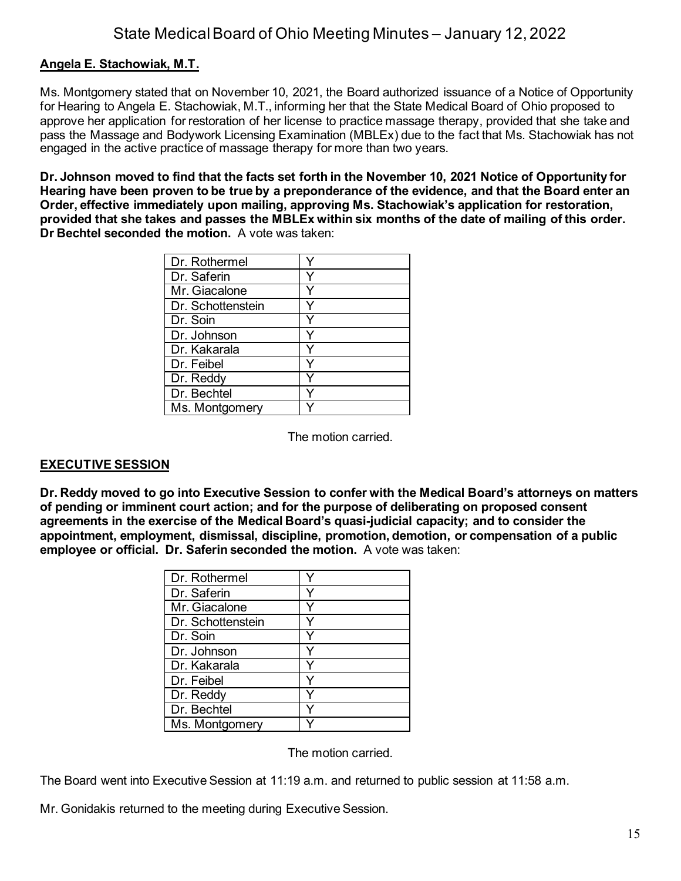**Angela E. Stachowiak, M.T.**

Ms. Montgomery stated that on November 10, 2021, the Board authorized issuance of a Notice of Opportunity for Hearing to Angela E. Stachowiak, M.T., informing her that the State Medical Board of Ohio proposed to approve her application for restoration of her license to practice massage therapy, provided that she take and pass the Massage and Bodywork Licensing Examination (MBLEx) due to the fact that Ms. Stachowiak has not engaged in the active practice of massage therapy for more than two years.

**Dr. Johnson moved to find that the facts set forth in the November 10, 2021 Notice of Opportunity for Hearing have been proven to be true by a preponderance of the evidence, and that the Board enter an Order, effective immediately upon mailing, approving Ms. Stachowiak's application for restoration, provided that she takes and passes the MBLEx within six months of the date of mailing of this order. Dr Bechtel seconded the motion.** A vote was taken:

| | |
|---|---|
| Dr. Rothermel | Y |
| Dr. Saferin | Y |
| Mr. Giacalone | Y |
| Dr. Schottenstein | Y |
| Dr. Soin | Y |
| Dr. Johnson | Y |
| Dr. Kakarala | Y |
| Dr. Feibel | Y |
| Dr. Reddy | Y |
| Dr. Bechtel | Y |
| Ms. Montgomery | Y |

The motion carried.

**EXECUTIVE SESSION**

**Dr. Reddy moved to go into Executive Session to confer with the Medical Board's attorneys on matters of pending or imminent court action; and for the purpose of deliberating on proposed consent agreements in the exercise of the Medical Board's quasi-judicial capacity; and to consider the appointment, employment, dismissal, discipline, promotion, demotion, or compensation of a public employee or official. Dr. Saferin seconded the motion.** A vote was taken:

| | |
|---|---|
| Dr. Rothermel | Y |
| Dr. Saferin | Y |
| Mr. Giacalone | Y |
| Dr. Schottenstein | Y |
| Dr. Soin | Y |
| Dr. Johnson | Y |
| Dr. Kakarala | Y |
| Dr. Feibel | Y |
| Dr. Reddy | Y |
| Dr. Bechtel | Y |
| Ms. Montgomery | Y |

The motion carried.

The Board went into Executive Session at 11:19 a.m. and returned to public session at 11:58 a.m.

Mr. Gonidakis returned to the meeting during Executive Session.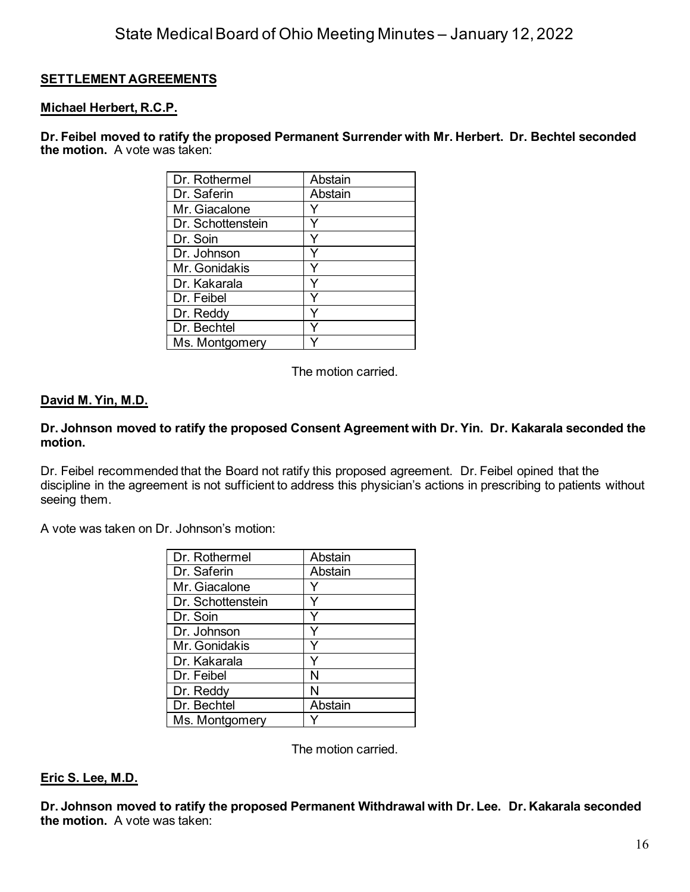## SETTLEMENT AGREEMENTS

### Michael Herbert, R.C.P.

**Dr. Feibel moved to ratify the proposed Permanent Surrender with Mr. Herbert. Dr. Bechtel seconded the motion.** A vote was taken:

| | |
|---|---|
| Dr. Rothermel | Abstain |
| Dr. Saferin | Abstain |
| Mr. Giacalone | Y |
| Dr. Schottenstein | Y |
| Dr. Soin | Y |
| Dr. Johnson | Y |
| Mr. Gonidakis | Y |
| Dr. Kakarala | Y |
| Dr. Feibel | Y |
| Dr. Reddy | Y |
| Dr. Bechtel | Y |
| Ms. Montgomery | Y |

The motion carried.

### David M. Yin, M.D.

**Dr. Johnson moved to ratify the proposed Consent Agreement with Dr. Yin. Dr. Kakarala seconded the motion.**

Dr. Feibel recommended that the Board not ratify this proposed agreement. Dr. Feibel opined that the discipline in the agreement is not sufficient to address this physician's actions in prescribing to patients without seeing them.

A vote was taken on Dr. Johnson's motion:

| | |
|---|---|
| Dr. Rothermel | Abstain |
| Dr. Saferin | Abstain |
| Mr. Giacalone | Y |
| Dr. Schottenstein | Y |
| Dr. Soin | Y |
| Dr. Johnson | Y |
| Mr. Gonidakis | Y |
| Dr. Kakarala | Y |
| Dr. Feibel | N |
| Dr. Reddy | N |
| Dr. Bechtel | Abstain |
| Ms. Montgomery | Y |

The motion carried.

### Eric S. Lee, M.D.

**Dr. Johnson moved to ratify the proposed Permanent Withdrawal with Dr. Lee. Dr. Kakarala seconded the motion.** A vote was taken: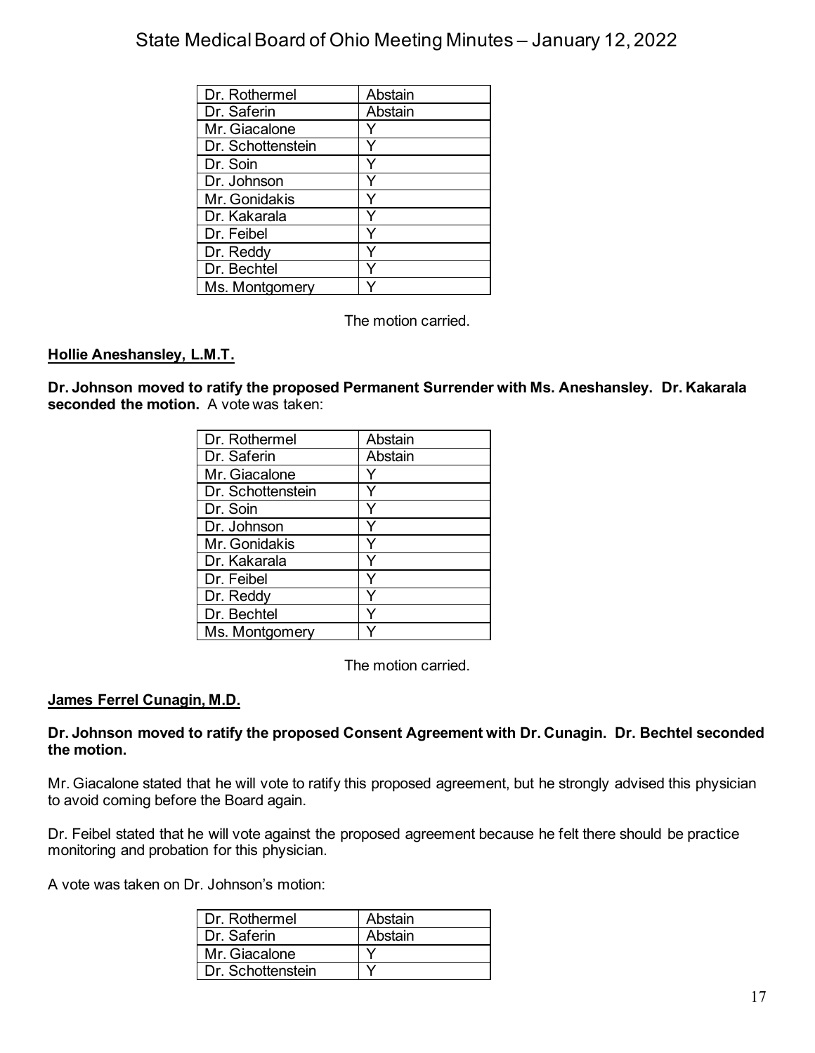| Dr. Rothermel | Abstain |
| --- | --- |
| Dr. Saferin | Abstain |
| Mr. Giacalone | Y |
| Dr. Schottenstein | Y |
| Dr. Soin | Y |
| Dr. Johnson | Y |
| Mr. Gonidakis | Y |
| Dr. Kakarala | Y |
| Dr. Feibel | Y |
| Dr. Reddy | Y |
| Dr. Bechtel | Y |
| Ms. Montgomery | Y |

The motion carried.

**Hollie Aneshansley, L.M.T.**

**Dr. Johnson moved to ratify the proposed Permanent Surrender with Ms. Aneshansley. Dr. Kakarala seconded the motion.** A vote was taken:

| Dr. Rothermel | Abstain |
| --- | --- |
| Dr. Saferin | Abstain |
| Mr. Giacalone | Y |
| Dr. Schottenstein | Y |
| Dr. Soin | Y |
| Dr. Johnson | Y |
| Mr. Gonidakis | Y |
| Dr. Kakarala | Y |
| Dr. Feibel | Y |
| Dr. Reddy | Y |
| Dr. Bechtel | Y |
| Ms. Montgomery | Y |

The motion carried.

**James Ferrel Cunagin, M.D.**

**Dr. Johnson moved to ratify the proposed Consent Agreement with Dr. Cunagin. Dr. Bechtel seconded the motion.**

Mr. Giacalone stated that he will vote to ratify this proposed agreement, but he strongly advised this physician to avoid coming before the Board again.

Dr. Feibel stated that he will vote against the proposed agreement because he felt there should be practice monitoring and probation for this physician.

A vote was taken on Dr. Johnson's motion:

| Dr. Rothermel | Abstain |
| --- | --- |
| Dr. Saferin | Abstain |
| Mr. Giacalone | Y |
| Dr. Schottenstein | Y |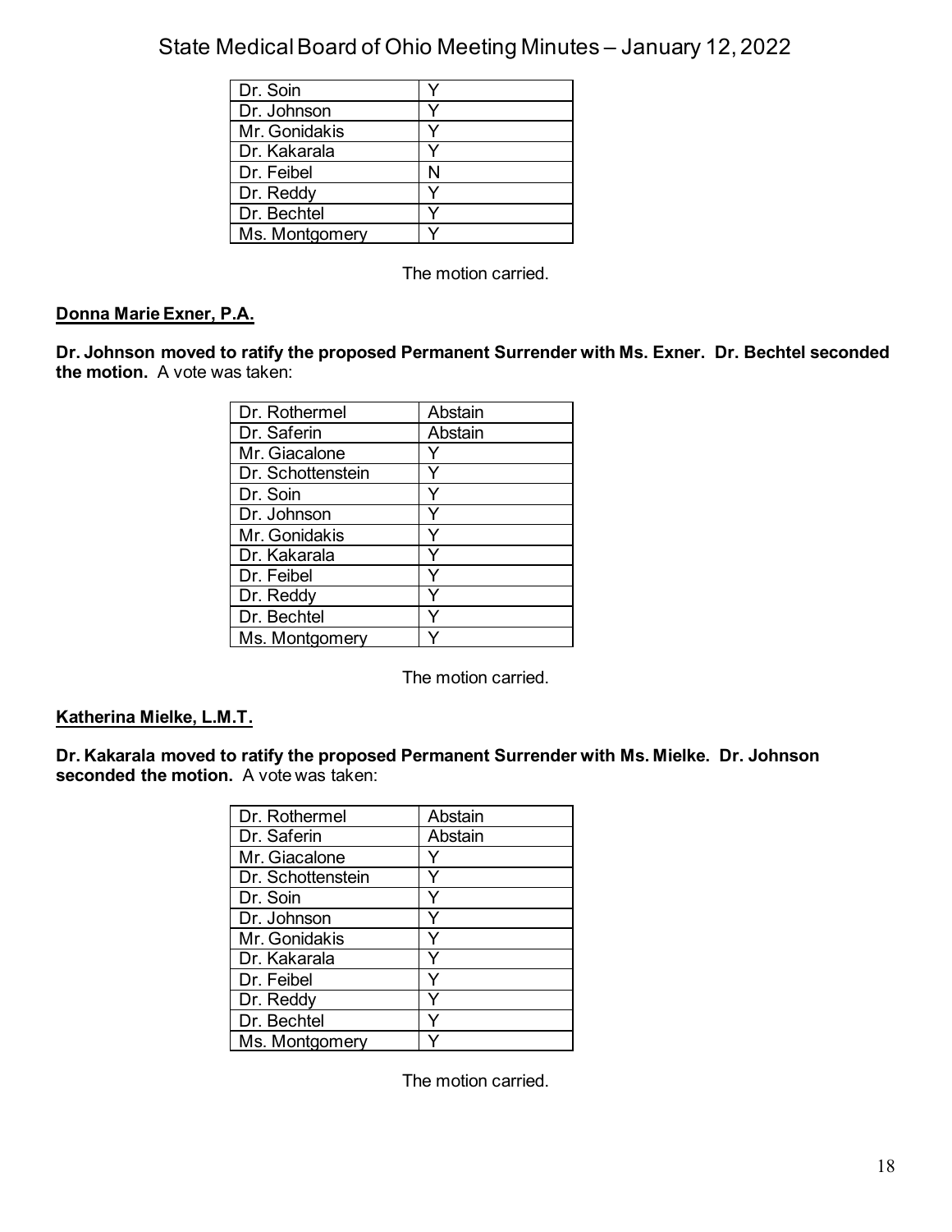| | |
|---|---|
| Dr. Soin | Y |
| Dr. Johnson | Y |
| Mr. Gonidakis | Y |
| Dr. Kakarala | Y |
| Dr. Feibel | N |
| Dr. Reddy | Y |
| Dr. Bechtel | Y |
| Ms. Montgomery | Y |

The motion carried.

**Donna Marie Exner, P.A.**

**Dr. Johnson moved to ratify the proposed Permanent Surrender with Ms. Exner. Dr. Bechtel seconded the motion.** A vote was taken:

| | |
|---|---|
| Dr. Rothermel | Abstain |
| Dr. Saferin | Abstain |
| Mr. Giacalone | Y |
| Dr. Schottenstein | Y |
| Dr. Soin | Y |
| Dr. Johnson | Y |
| Mr. Gonidakis | Y |
| Dr. Kakarala | Y |
| Dr. Feibel | Y |
| Dr. Reddy | Y |
| Dr. Bechtel | Y |
| Ms. Montgomery | Y |

The motion carried.

**Katherina Mielke, L.M.T.**

**Dr. Kakarala moved to ratify the proposed Permanent Surrender with Ms. Mielke. Dr. Johnson seconded the motion.** A vote was taken:

| | |
|---|---|
| Dr. Rothermel | Abstain |
| Dr. Saferin | Abstain |
| Mr. Giacalone | Y |
| Dr. Schottenstein | Y |
| Dr. Soin | Y |
| Dr. Johnson | Y |
| Mr. Gonidakis | Y |
| Dr. Kakarala | Y |
| Dr. Feibel | Y |
| Dr. Reddy | Y |
| Dr. Bechtel | Y |
| Ms. Montgomery | Y |

The motion carried.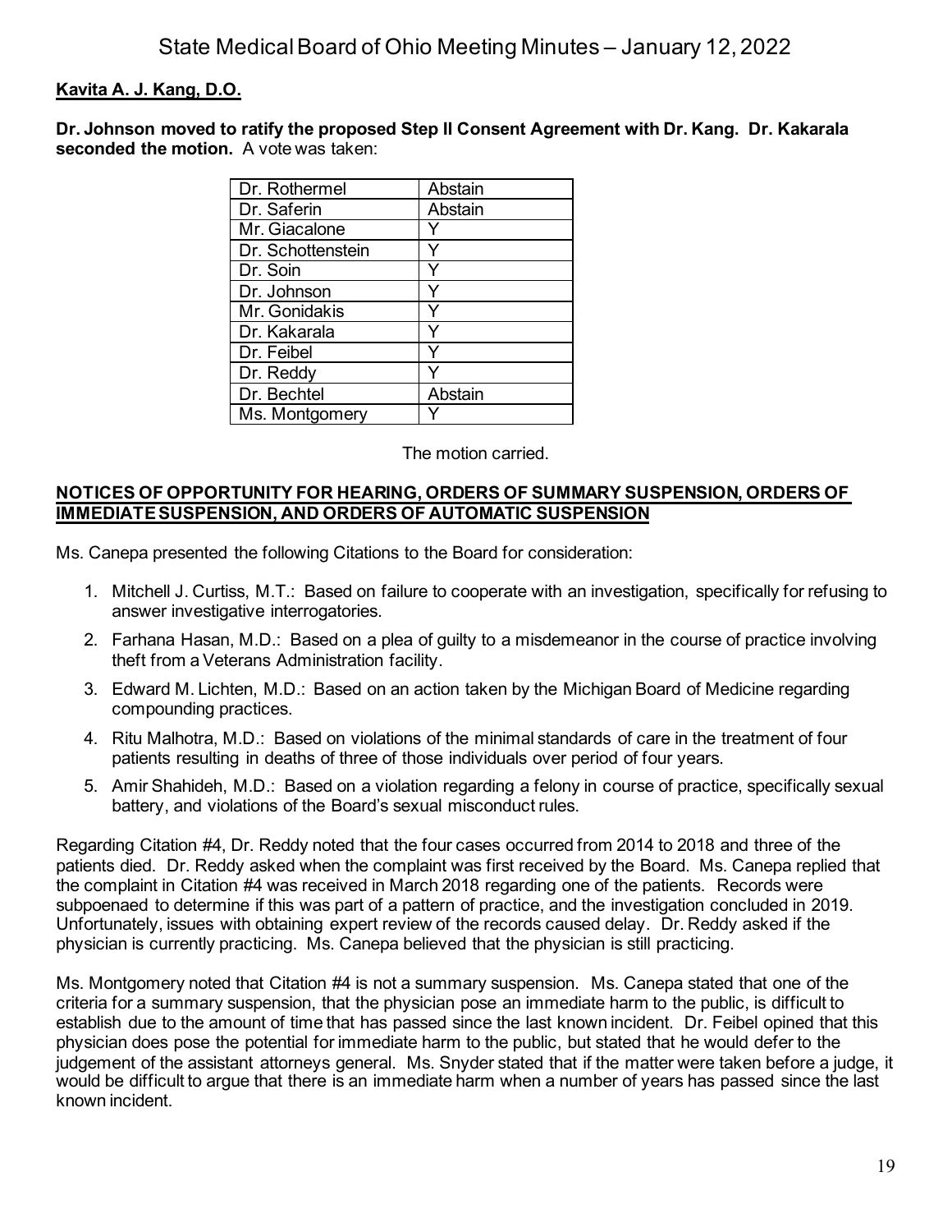**Kavita A. J. Kang, D.O.**

**Dr. Johnson moved to ratify the proposed Step II Consent Agreement with Dr. Kang. Dr. Kakarala seconded the motion.** A vote was taken:

| | |
|---|---|
| Dr. Rothermel | Abstain |
| Dr. Saferin | Abstain |
| Mr. Giacalone | Y |
| Dr. Schottenstein | Y |
| Dr. Soin | Y |
| Dr. Johnson | Y |
| Mr. Gonidakis | Y |
| Dr. Kakarala | Y |
| Dr. Feibel | Y |
| Dr. Reddy | Y |
| Dr. Bechtel | Abstain |
| Ms. Montgomery | Y |

The motion carried.

**NOTICES OF OPPORTUNITY FOR HEARING, ORDERS OF SUMMARY SUSPENSION, ORDERS OF IMMEDIATE SUSPENSION, AND ORDERS OF AUTOMATIC SUSPENSION**

Ms. Canepa presented the following Citations to the Board for consideration:

1. Mitchell J. Curtiss, M.T.: Based on failure to cooperate with an investigation, specifically for refusing to answer investigative interrogatories.
2. Farhana Hasan, M.D.: Based on a plea of guilty to a misdemeanor in the course of practice involving theft from a Veterans Administration facility.
3. Edward M. Lichten, M.D.: Based on an action taken by the Michigan Board of Medicine regarding compounding practices.
4. Ritu Malhotra, M.D.: Based on violations of the minimal standards of care in the treatment of four patients resulting in deaths of three of those individuals over period of four years.
5. Amir Shahideh, M.D.: Based on a violation regarding a felony in course of practice, specifically sexual battery, and violations of the Board's sexual misconduct rules.

Regarding Citation #4, Dr. Reddy noted that the four cases occurred from 2014 to 2018 and three of the patients died. Dr. Reddy asked when the complaint was first received by the Board. Ms. Canepa replied that the complaint in Citation #4 was received in March 2018 regarding one of the patients. Records were subpoenaed to determine if this was part of a pattern of practice, and the investigation concluded in 2019. Unfortunately, issues with obtaining expert review of the records caused delay. Dr. Reddy asked if the physician is currently practicing. Ms. Canepa believed that the physician is still practicing.

Ms. Montgomery noted that Citation #4 is not a summary suspension. Ms. Canepa stated that one of the criteria for a summary suspension, that the physician pose an immediate harm to the public, is difficult to establish due to the amount of time that has passed since the last known incident. Dr. Feibel opined that this physician does pose the potential for immediate harm to the public, but stated that he would defer to the judgement of the assistant attorneys general. Ms. Snyder stated that if the matter were taken before a judge, it would be difficult to argue that there is an immediate harm when a number of years has passed since the last known incident.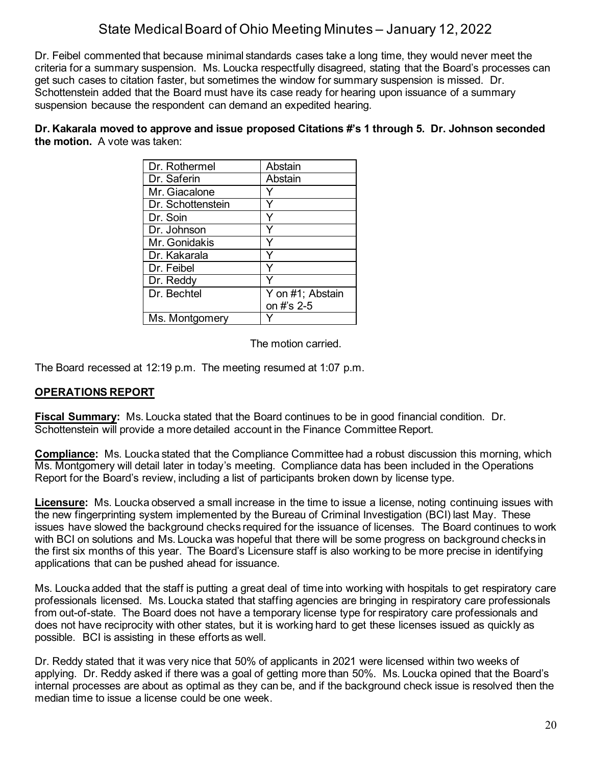Dr. Feibel commented that because minimal standards cases take a long time, they would never meet the criteria for a summary suspension. Ms. Loucka respectfully disagreed, stating that the Board's processes can get such cases to citation faster, but sometimes the window for summary suspension is missed. Dr. Schottenstein added that the Board must have its case ready for hearing upon issuance of a summary suspension because the respondent can demand an expedited hearing.

**Dr. Kakarala moved to approve and issue proposed Citations #'s 1 through 5. Dr. Johnson seconded the motion.** A vote was taken:

| | |
|---|---|
| Dr. Rothermel | Abstain |
| Dr. Saferin | Abstain |
| Mr. Giacalone | Y |
| Dr. Schottenstein | Y |
| Dr. Soin | Y |
| Dr. Johnson | Y |
| Mr. Gonidakis | Y |
| Dr. Kakarala | Y |
| Dr. Feibel | Y |
| Dr. Reddy | Y |
| Dr. Bechtel | Y on #1; Abstain on #'s 2-5 |
| Ms. Montgomery | Y |

The motion carried.

The Board recessed at 12:19 p.m. The meeting resumed at 1:07 p.m.

## OPERATIONS REPORT

**Fiscal Summary:** Ms. Loucka stated that the Board continues to be in good financial condition. Dr. Schottenstein will provide a more detailed account in the Finance Committee Report.

**Compliance:** Ms. Loucka stated that the Compliance Committee had a robust discussion this morning, which Ms. Montgomery will detail later in today's meeting. Compliance data has been included in the Operations Report for the Board's review, including a list of participants broken down by license type.

**Licensure:** Ms. Loucka observed a small increase in the time to issue a license, noting continuing issues with the new fingerprinting system implemented by the Bureau of Criminal Investigation (BCI) last May. These issues have slowed the background checks required for the issuance of licenses. The Board continues to work with BCI on solutions and Ms. Loucka was hopeful that there will be some progress on background checks in the first six months of this year. The Board's Licensure staff is also working to be more precise in identifying applications that can be pushed ahead for issuance.

Ms. Loucka added that the staff is putting a great deal of time into working with hospitals to get respiratory care professionals licensed. Ms. Loucka stated that staffing agencies are bringing in respiratory care professionals from out-of-state. The Board does not have a temporary license type for respiratory care professionals and does not have reciprocity with other states, but it is working hard to get these licenses issued as quickly as possible. BCI is assisting in these efforts as well.

Dr. Reddy stated that it was very nice that 50% of applicants in 2021 were licensed within two weeks of applying. Dr. Reddy asked if there was a goal of getting more than 50%. Ms. Loucka opined that the Board's internal processes are about as optimal as they can be, and if the background check issue is resolved then the median time to issue a license could be one week.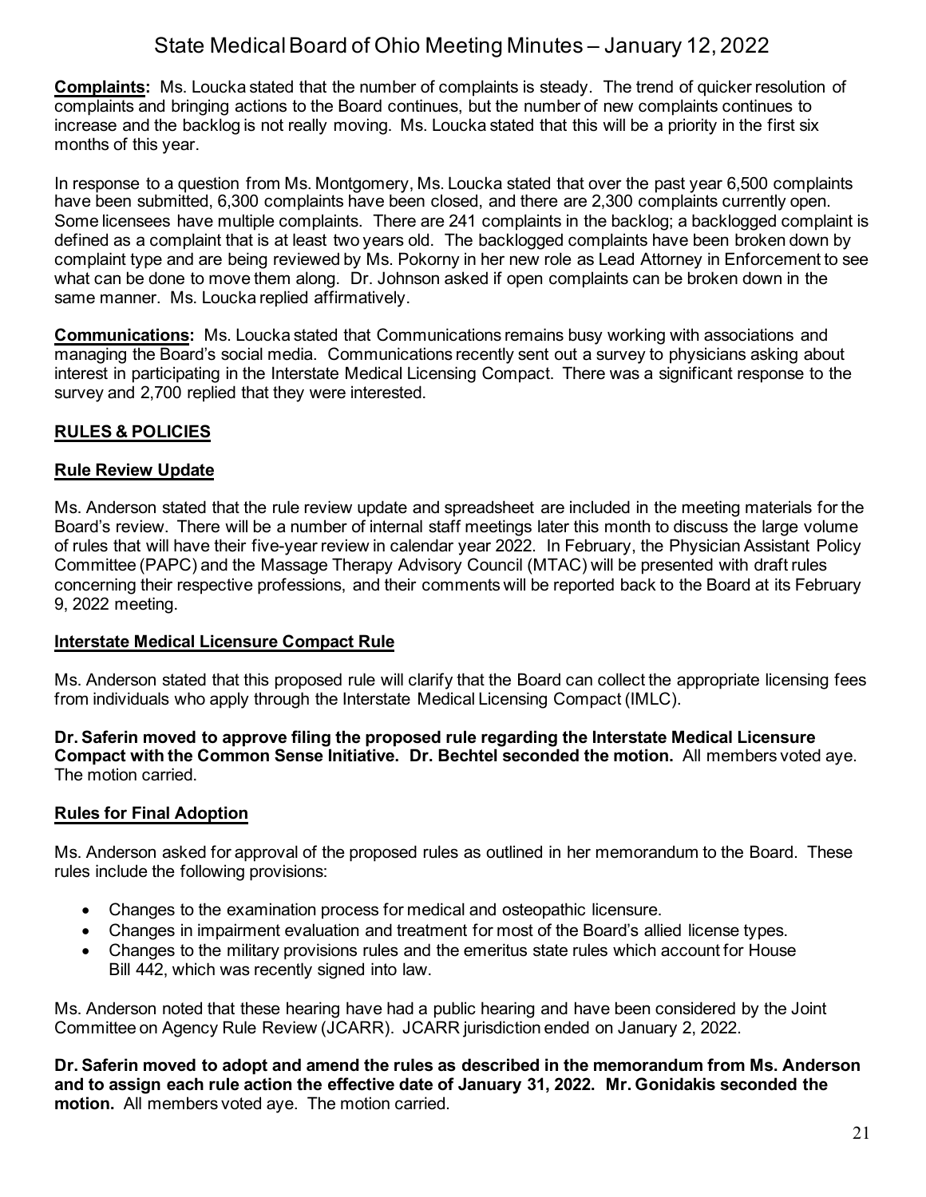**Complaints:** Ms. Loucka stated that the number of complaints is steady. The trend of quicker resolution of complaints and bringing actions to the Board continues, but the number of new complaints continues to increase and the backlog is not really moving. Ms. Loucka stated that this will be a priority in the first six months of this year.

In response to a question from Ms. Montgomery, Ms. Loucka stated that over the past year 6,500 complaints have been submitted, 6,300 complaints have been closed, and there are 2,300 complaints currently open. Some licensees have multiple complaints. There are 241 complaints in the backlog; a backlogged complaint is defined as a complaint that is at least two years old. The backlogged complaints have been broken down by complaint type and are being reviewed by Ms. Pokorny in her new role as Lead Attorney in Enforcement to see what can be done to move them along. Dr. Johnson asked if open complaints can be broken down in the same manner. Ms. Loucka replied affirmatively.

**Communications:** Ms. Loucka stated that Communications remains busy working with associations and managing the Board's social media. Communications recently sent out a survey to physicians asking about interest in participating in the Interstate Medical Licensing Compact. There was a significant response to the survey and 2,700 replied that they were interested.

## RULES & POLICIES

### Rule Review Update

Ms. Anderson stated that the rule review update and spreadsheet are included in the meeting materials for the Board's review. There will be a number of internal staff meetings later this month to discuss the large volume of rules that will have their five-year review in calendar year 2022. In February, the Physician Assistant Policy Committee (PAPC) and the Massage Therapy Advisory Council (MTAC) will be presented with draft rules concerning their respective professions, and their comments will be reported back to the Board at its February 9, 2022 meeting.

### Interstate Medical Licensure Compact Rule

Ms. Anderson stated that this proposed rule will clarify that the Board can collect the appropriate licensing fees from individuals who apply through the Interstate Medical Licensing Compact (IMLC).

**Dr. Saferin moved to approve filing the proposed rule regarding the Interstate Medical Licensure Compact with the Common Sense Initiative. Dr. Bechtel seconded the motion.** All members voted aye. The motion carried.

### Rules for Final Adoption

Ms. Anderson asked for approval of the proposed rules as outlined in her memorandum to the Board. These rules include the following provisions:

- Changes to the examination process for medical and osteopathic licensure.
- Changes in impairment evaluation and treatment for most of the Board's allied license types.
- Changes to the military provisions rules and the emeritus state rules which account for House Bill 442, which was recently signed into law.

Ms. Anderson noted that these hearing have had a public hearing and have been considered by the Joint Committee on Agency Rule Review (JCARR). JCARR jurisdiction ended on January 2, 2022.

**Dr. Saferin moved to adopt and amend the rules as described in the memorandum from Ms. Anderson and to assign each rule action the effective date of January 31, 2022. Mr. Gonidakis seconded the motion.** All members voted aye. The motion carried.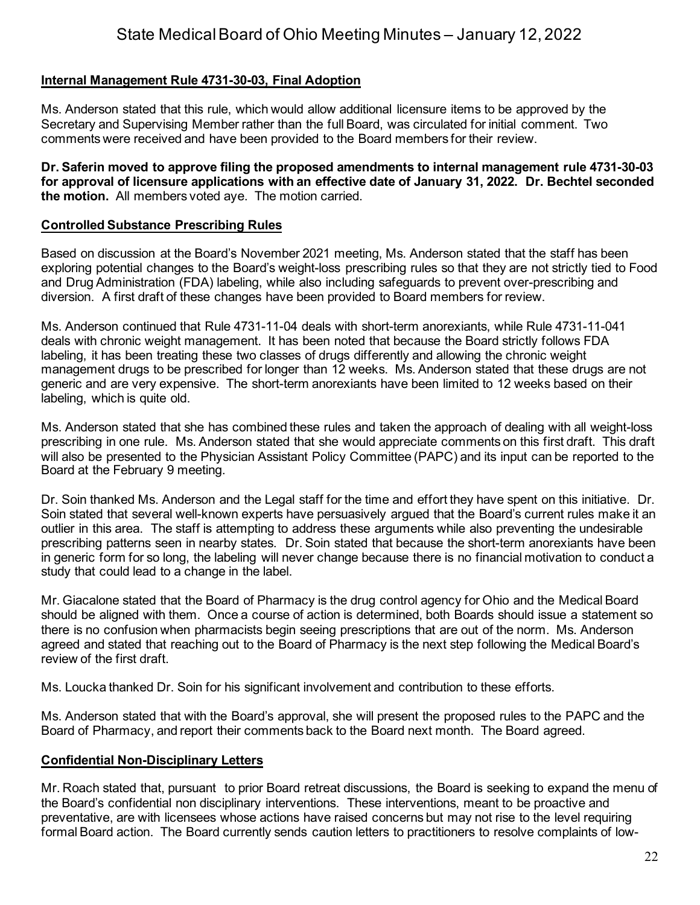### Internal Management Rule 4731-30-03, Final Adoption

Ms. Anderson stated that this rule, which would allow additional licensure items to be approved by the Secretary and Supervising Member rather than the full Board, was circulated for initial comment. Two comments were received and have been provided to the Board members for their review.

**Dr. Saferin moved to approve filing the proposed amendments to internal management rule 4731-30-03 for approval of licensure applications with an effective date of January 31, 2022. Dr. Bechtel seconded the motion.** All members voted aye. The motion carried.

### Controlled Substance Prescribing Rules

Based on discussion at the Board's November 2021 meeting, Ms. Anderson stated that the staff has been exploring potential changes to the Board's weight-loss prescribing rules so that they are not strictly tied to Food and Drug Administration (FDA) labeling, while also including safeguards to prevent over-prescribing and diversion. A first draft of these changes have been provided to Board members for review.

Ms. Anderson continued that Rule 4731-11-04 deals with short-term anorexiants, while Rule 4731-11-041 deals with chronic weight management. It has been noted that because the Board strictly follows FDA labeling, it has been treating these two classes of drugs differently and allowing the chronic weight management drugs to be prescribed for longer than 12 weeks. Ms. Anderson stated that these drugs are not generic and are very expensive. The short-term anorexiants have been limited to 12 weeks based on their labeling, which is quite old.

Ms. Anderson stated that she has combined these rules and taken the approach of dealing with all weight-loss prescribing in one rule. Ms. Anderson stated that she would appreciate comments on this first draft. This draft will also be presented to the Physician Assistant Policy Committee (PAPC) and its input can be reported to the Board at the February 9 meeting.

Dr. Soin thanked Ms. Anderson and the Legal staff for the time and effort they have spent on this initiative. Dr. Soin stated that several well-known experts have persuasively argued that the Board's current rules make it an outlier in this area. The staff is attempting to address these arguments while also preventing the undesirable prescribing patterns seen in nearby states. Dr. Soin stated that because the short-term anorexiants have been in generic form for so long, the labeling will never change because there is no financial motivation to conduct a study that could lead to a change in the label.

Mr. Giacalone stated that the Board of Pharmacy is the drug control agency for Ohio and the Medical Board should be aligned with them. Once a course of action is determined, both Boards should issue a statement so there is no confusion when pharmacists begin seeing prescriptions that are out of the norm. Ms. Anderson agreed and stated that reaching out to the Board of Pharmacy is the next step following the Medical Board's review of the first draft.

Ms. Loucka thanked Dr. Soin for his significant involvement and contribution to these efforts.

Ms. Anderson stated that with the Board's approval, she will present the proposed rules to the PAPC and the Board of Pharmacy, and report their comments back to the Board next month. The Board agreed.

### Confidential Non-Disciplinary Letters

Mr. Roach stated that, pursuant to prior Board retreat discussions, the Board is seeking to expand the menu of the Board's confidential non disciplinary interventions. These interventions, meant to be proactive and preventative, are with licensees whose actions have raised concerns but may not rise to the level requiring formal Board action. The Board currently sends caution letters to practitioners to resolve complaints of low-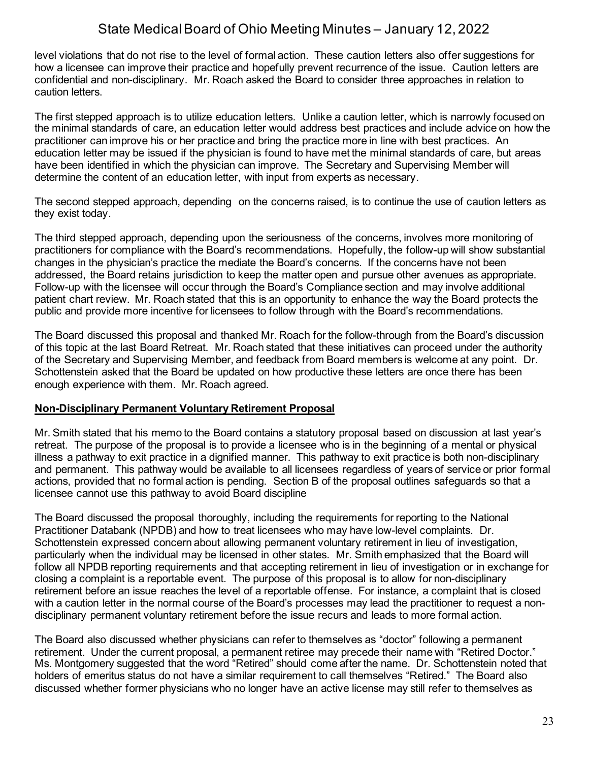level violations that do not rise to the level of formal action. These caution letters also offer suggestions for how a licensee can improve their practice and hopefully prevent recurrence of the issue. Caution letters are confidential and non-disciplinary. Mr. Roach asked the Board to consider three approaches in relation to caution letters.

The first stepped approach is to utilize education letters. Unlike a caution letter, which is narrowly focused on the minimal standards of care, an education letter would address best practices and include advice on how the practitioner can improve his or her practice and bring the practice more in line with best practices. An education letter may be issued if the physician is found to have met the minimal standards of care, but areas have been identified in which the physician can improve. The Secretary and Supervising Member will determine the content of an education letter, with input from experts as necessary.

The second stepped approach, depending on the concerns raised, is to continue the use of caution letters as they exist today.

The third stepped approach, depending upon the seriousness of the concerns, involves more monitoring of practitioners for compliance with the Board's recommendations. Hopefully, the follow-up will show substantial changes in the physician's practice the mediate the Board's concerns. If the concerns have not been addressed, the Board retains jurisdiction to keep the matter open and pursue other avenues as appropriate. Follow-up with the licensee will occur through the Board's Compliance section and may involve additional patient chart review. Mr. Roach stated that this is an opportunity to enhance the way the Board protects the public and provide more incentive for licensees to follow through with the Board's recommendations.

The Board discussed this proposal and thanked Mr. Roach for the follow-through from the Board's discussion of this topic at the last Board Retreat. Mr. Roach stated that these initiatives can proceed under the authority of the Secretary and Supervising Member, and feedback from Board members is welcome at any point. Dr. Schottenstein asked that the Board be updated on how productive these letters are once there has been enough experience with them. Mr. Roach agreed.

**Non-Disciplinary Permanent Voluntary Retirement Proposal**

Mr. Smith stated that his memo to the Board contains a statutory proposal based on discussion at last year's retreat. The purpose of the proposal is to provide a licensee who is in the beginning of a mental or physical illness a pathway to exit practice in a dignified manner. This pathway to exit practice is both non-disciplinary and permanent. This pathway would be available to all licensees regardless of years of service or prior formal actions, provided that no formal action is pending. Section B of the proposal outlines safeguards so that a licensee cannot use this pathway to avoid Board discipline

The Board discussed the proposal thoroughly, including the requirements for reporting to the National Practitioner Databank (NPDB) and how to treat licensees who may have low-level complaints. Dr. Schottenstein expressed concern about allowing permanent voluntary retirement in lieu of investigation, particularly when the individual may be licensed in other states. Mr. Smith emphasized that the Board will follow all NPDB reporting requirements and that accepting retirement in lieu of investigation or in exchange for closing a complaint is a reportable event. The purpose of this proposal is to allow for non-disciplinary retirement before an issue reaches the level of a reportable offense. For instance, a complaint that is closed with a caution letter in the normal course of the Board's processes may lead the practitioner to request a non-disciplinary permanent voluntary retirement before the issue recurs and leads to more formal action.

The Board also discussed whether physicians can refer to themselves as "doctor" following a permanent retirement. Under the current proposal, a permanent retiree may precede their name with "Retired Doctor." Ms. Montgomery suggested that the word "Retired" should come after the name. Dr. Schottenstein noted that holders of emeritus status do not have a similar requirement to call themselves "Retired." The Board also discussed whether former physicians who no longer have an active license may still refer to themselves as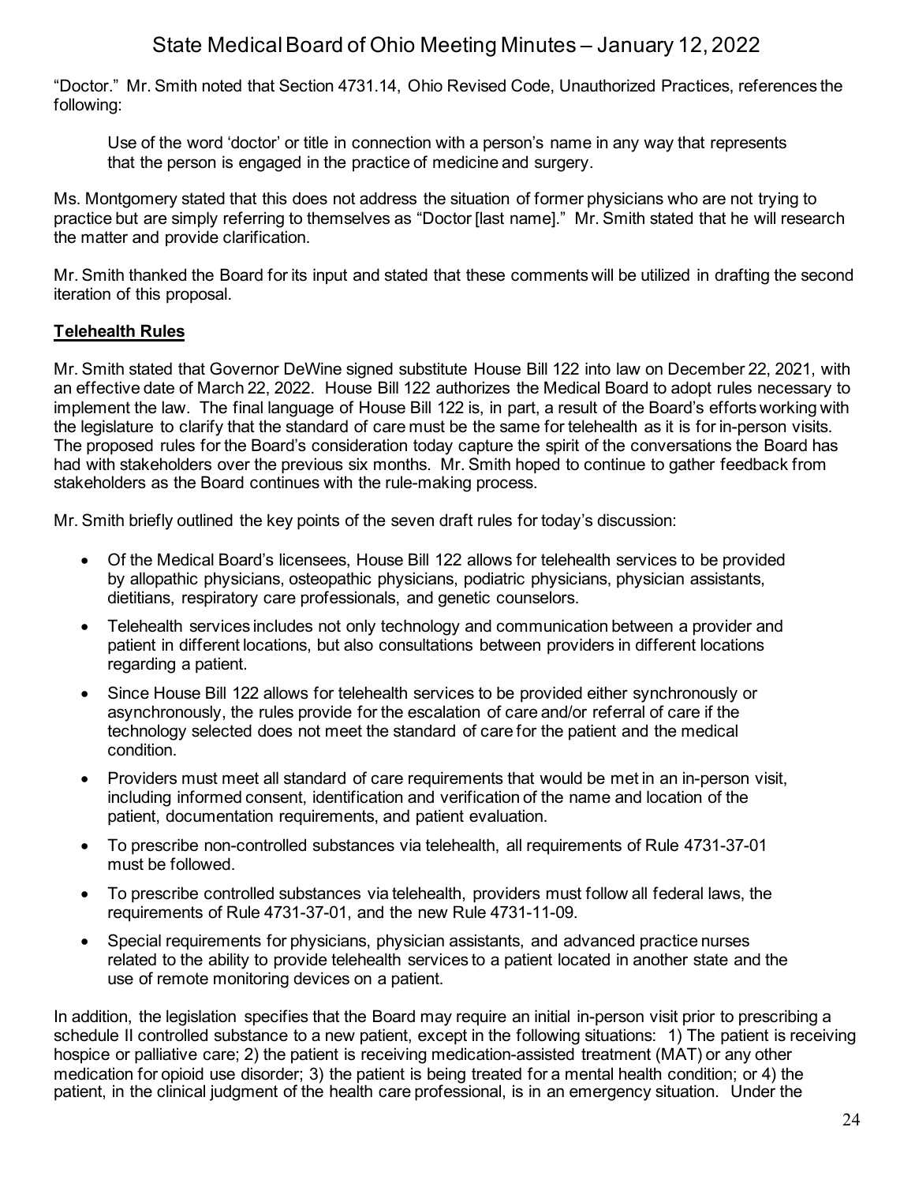"Doctor." Mr. Smith noted that Section 4731.14, Ohio Revised Code, Unauthorized Practices, references the following:

> Use of the word 'doctor' or title in connection with a person's name in any way that represents that the person is engaged in the practice of medicine and surgery.

Ms. Montgomery stated that this does not address the situation of former physicians who are not trying to practice but are simply referring to themselves as "Doctor [last name]." Mr. Smith stated that he will research the matter and provide clarification.

Mr. Smith thanked the Board for its input and stated that these comments will be utilized in drafting the second iteration of this proposal.

**Telehealth Rules**

Mr. Smith stated that Governor DeWine signed substitute House Bill 122 into law on December 22, 2021, with an effective date of March 22, 2022. House Bill 122 authorizes the Medical Board to adopt rules necessary to implement the law. The final language of House Bill 122 is, in part, a result of the Board's efforts working with the legislature to clarify that the standard of care must be the same for telehealth as it is for in-person visits. The proposed rules for the Board's consideration today capture the spirit of the conversations the Board has had with stakeholders over the previous six months. Mr. Smith hoped to continue to gather feedback from stakeholders as the Board continues with the rule-making process.

Mr. Smith briefly outlined the key points of the seven draft rules for today's discussion:

- Of the Medical Board's licensees, House Bill 122 allows for telehealth services to be provided by allopathic physicians, osteopathic physicians, podiatric physicians, physician assistants, dietitians, respiratory care professionals, and genetic counselors.
- Telehealth services includes not only technology and communication between a provider and patient in different locations, but also consultations between providers in different locations regarding a patient.
- Since House Bill 122 allows for telehealth services to be provided either synchronously or asynchronously, the rules provide for the escalation of care and/or referral of care if the technology selected does not meet the standard of care for the patient and the medical condition.
- Providers must meet all standard of care requirements that would be met in an in-person visit, including informed consent, identification and verification of the name and location of the patient, documentation requirements, and patient evaluation.
- To prescribe non-controlled substances via telehealth, all requirements of Rule 4731-37-01 must be followed.
- To prescribe controlled substances via telehealth, providers must follow all federal laws, the requirements of Rule 4731-37-01, and the new Rule 4731-11-09.
- Special requirements for physicians, physician assistants, and advanced practice nurses related to the ability to provide telehealth services to a patient located in another state and the use of remote monitoring devices on a patient.

In addition, the legislation specifies that the Board may require an initial in-person visit prior to prescribing a schedule II controlled substance to a new patient, except in the following situations: 1) The patient is receiving hospice or palliative care; 2) the patient is receiving medication-assisted treatment (MAT) or any other medication for opioid use disorder; 3) the patient is being treated for a mental health condition; or 4) the patient, in the clinical judgment of the health care professional, is in an emergency situation. Under the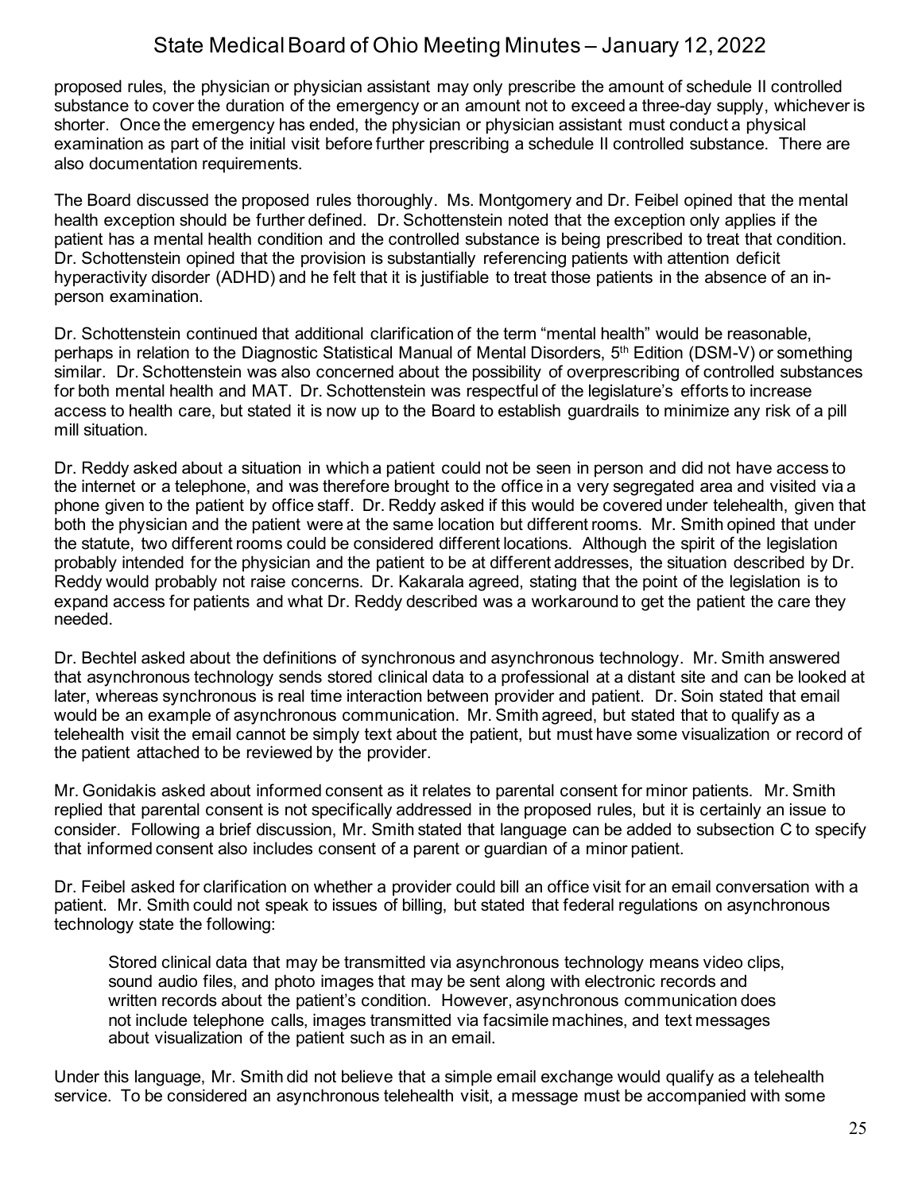proposed rules, the physician or physician assistant may only prescribe the amount of schedule II controlled substance to cover the duration of the emergency or an amount not to exceed a three-day supply, whichever is shorter. Once the emergency has ended, the physician or physician assistant must conduct a physical examination as part of the initial visit before further prescribing a schedule II controlled substance. There are also documentation requirements.

The Board discussed the proposed rules thoroughly. Ms. Montgomery and Dr. Feibel opined that the mental health exception should be further defined. Dr. Schottenstein noted that the exception only applies if the patient has a mental health condition and the controlled substance is being prescribed to treat that condition. Dr. Schottenstein opined that the provision is substantially referencing patients with attention deficit hyperactivity disorder (ADHD) and he felt that it is justifiable to treat those patients in the absence of an in-person examination.

Dr. Schottenstein continued that additional clarification of the term "mental health" would be reasonable, perhaps in relation to the Diagnostic Statistical Manual of Mental Disorders, 5th Edition (DSM-V) or something similar. Dr. Schottenstein was also concerned about the possibility of overprescribing of controlled substances for both mental health and MAT. Dr. Schottenstein was respectful of the legislature's efforts to increase access to health care, but stated it is now up to the Board to establish guardrails to minimize any risk of a pill mill situation.

Dr. Reddy asked about a situation in which a patient could not be seen in person and did not have access to the internet or a telephone, and was therefore brought to the office in a very segregated area and visited via a phone given to the patient by office staff. Dr. Reddy asked if this would be covered under telehealth, given that both the physician and the patient were at the same location but different rooms. Mr. Smith opined that under the statute, two different rooms could be considered different locations. Although the spirit of the legislation probably intended for the physician and the patient to be at different addresses, the situation described by Dr. Reddy would probably not raise concerns. Dr. Kakarala agreed, stating that the point of the legislation is to expand access for patients and what Dr. Reddy described was a workaround to get the patient the care they needed.

Dr. Bechtel asked about the definitions of synchronous and asynchronous technology. Mr. Smith answered that asynchronous technology sends stored clinical data to a professional at a distant site and can be looked at later, whereas synchronous is real time interaction between provider and patient. Dr. Soin stated that email would be an example of asynchronous communication. Mr. Smith agreed, but stated that to qualify as a telehealth visit the email cannot be simply text about the patient, but must have some visualization or record of the patient attached to be reviewed by the provider.

Mr. Gonidakis asked about informed consent as it relates to parental consent for minor patients. Mr. Smith replied that parental consent is not specifically addressed in the proposed rules, but it is certainly an issue to consider. Following a brief discussion, Mr. Smith stated that language can be added to subsection C to specify that informed consent also includes consent of a parent or guardian of a minor patient.

Dr. Feibel asked for clarification on whether a provider could bill an office visit for an email conversation with a patient. Mr. Smith could not speak to issues of billing, but stated that federal regulations on asynchronous technology state the following:

> Stored clinical data that may be transmitted via asynchronous technology means video clips, sound audio files, and photo images that may be sent along with electronic records and written records about the patient's condition. However, asynchronous communication does not include telephone calls, images transmitted via facsimile machines, and text messages about visualization of the patient such as in an email.

Under this language, Mr. Smith did not believe that a simple email exchange would qualify as a telehealth service. To be considered an asynchronous telehealth visit, a message must be accompanied with some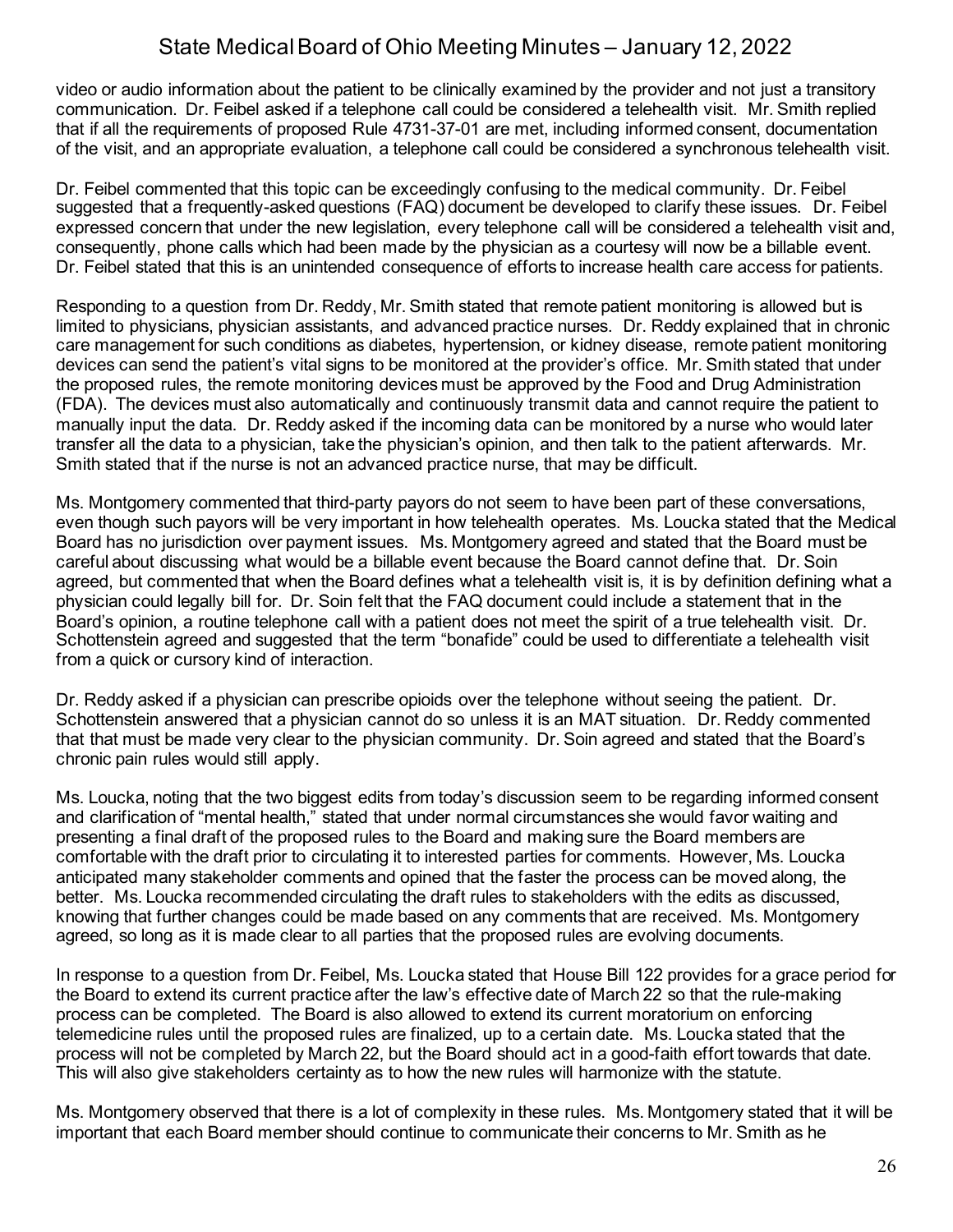video or audio information about the patient to be clinically examined by the provider and not just a transitory communication. Dr. Feibel asked if a telephone call could be considered a telehealth visit. Mr. Smith replied that if all the requirements of proposed Rule 4731-37-01 are met, including informed consent, documentation of the visit, and an appropriate evaluation, a telephone call could be considered a synchronous telehealth visit.

Dr. Feibel commented that this topic can be exceedingly confusing to the medical community. Dr. Feibel suggested that a frequently-asked questions (FAQ) document be developed to clarify these issues. Dr. Feibel expressed concern that under the new legislation, every telephone call will be considered a telehealth visit and, consequently, phone calls which had been made by the physician as a courtesy will now be a billable event. Dr. Feibel stated that this is an unintended consequence of efforts to increase health care access for patients.

Responding to a question from Dr. Reddy, Mr. Smith stated that remote patient monitoring is allowed but is limited to physicians, physician assistants, and advanced practice nurses. Dr. Reddy explained that in chronic care management for such conditions as diabetes, hypertension, or kidney disease, remote patient monitoring devices can send the patient's vital signs to be monitored at the provider's office. Mr. Smith stated that under the proposed rules, the remote monitoring devices must be approved by the Food and Drug Administration (FDA). The devices must also automatically and continuously transmit data and cannot require the patient to manually input the data. Dr. Reddy asked if the incoming data can be monitored by a nurse who would later transfer all the data to a physician, take the physician's opinion, and then talk to the patient afterwards. Mr. Smith stated that if the nurse is not an advanced practice nurse, that may be difficult.

Ms. Montgomery commented that third-party payors do not seem to have been part of these conversations, even though such payors will be very important in how telehealth operates. Ms. Loucka stated that the Medical Board has no jurisdiction over payment issues. Ms. Montgomery agreed and stated that the Board must be careful about discussing what would be a billable event because the Board cannot define that. Dr. Soin agreed, but commented that when the Board defines what a telehealth visit is, it is by definition defining what a physician could legally bill for. Dr. Soin felt that the FAQ document could include a statement that in the Board's opinion, a routine telephone call with a patient does not meet the spirit of a true telehealth visit. Dr. Schottenstein agreed and suggested that the term "bonafide" could be used to differentiate a telehealth visit from a quick or cursory kind of interaction.

Dr. Reddy asked if a physician can prescribe opioids over the telephone without seeing the patient. Dr. Schottenstein answered that a physician cannot do so unless it is an MAT situation. Dr. Reddy commented that that must be made very clear to the physician community. Dr. Soin agreed and stated that the Board's chronic pain rules would still apply.

Ms. Loucka, noting that the two biggest edits from today's discussion seem to be regarding informed consent and clarification of "mental health," stated that under normal circumstances she would favor waiting and presenting a final draft of the proposed rules to the Board and making sure the Board members are comfortable with the draft prior to circulating it to interested parties for comments. However, Ms. Loucka anticipated many stakeholder comments and opined that the faster the process can be moved along, the better. Ms. Loucka recommended circulating the draft rules to stakeholders with the edits as discussed, knowing that further changes could be made based on any comments that are received. Ms. Montgomery agreed, so long as it is made clear to all parties that the proposed rules are evolving documents.

In response to a question from Dr. Feibel, Ms. Loucka stated that House Bill 122 provides for a grace period for the Board to extend its current practice after the law's effective date of March 22 so that the rule-making process can be completed. The Board is also allowed to extend its current moratorium on enforcing telemedicine rules until the proposed rules are finalized, up to a certain date. Ms. Loucka stated that the process will not be completed by March 22, but the Board should act in a good-faith effort towards that date. This will also give stakeholders certainty as to how the new rules will harmonize with the statute.

Ms. Montgomery observed that there is a lot of complexity in these rules. Ms. Montgomery stated that it will be important that each Board member should continue to communicate their concerns to Mr. Smith as he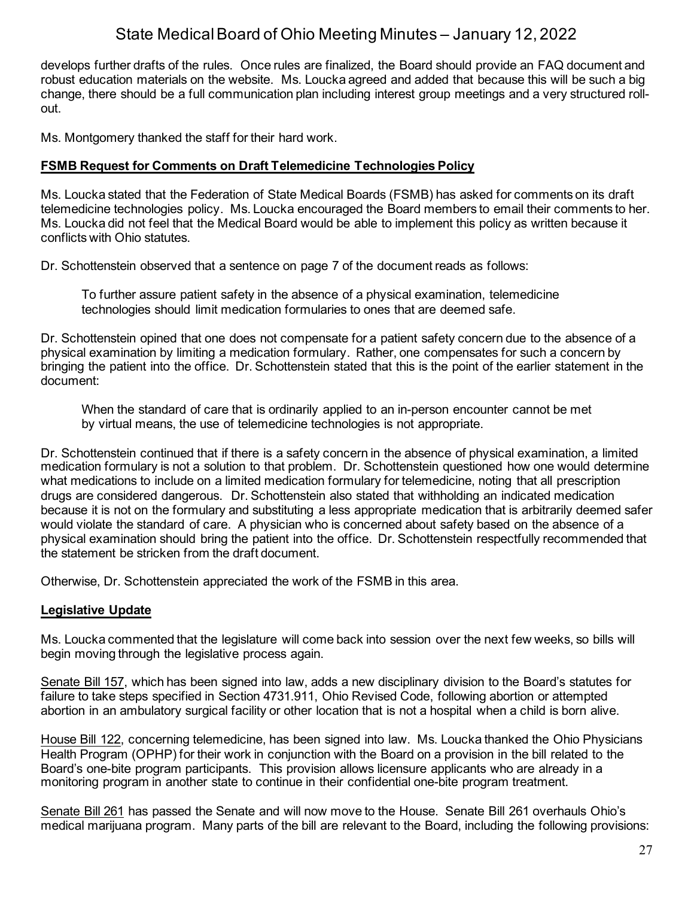develops further drafts of the rules. Once rules are finalized, the Board should provide an FAQ document and robust education materials on the website. Ms. Loucka agreed and added that because this will be such a big change, there should be a full communication plan including interest group meetings and a very structured roll-out.

Ms. Montgomery thanked the staff for their hard work.

**FSMB Request for Comments on Draft Telemedicine Technologies Policy**

Ms. Loucka stated that the Federation of State Medical Boards (FSMB) has asked for comments on its draft telemedicine technologies policy. Ms. Loucka encouraged the Board members to email their comments to her. Ms. Loucka did not feel that the Medical Board would be able to implement this policy as written because it conflicts with Ohio statutes.

Dr. Schottenstein observed that a sentence on page 7 of the document reads as follows:

> To further assure patient safety in the absence of a physical examination, telemedicine technologies should limit medication formularies to ones that are deemed safe.

Dr. Schottenstein opined that one does not compensate for a patient safety concern due to the absence of a physical examination by limiting a medication formulary. Rather, one compensates for such a concern by bringing the patient into the office. Dr. Schottenstein stated that this is the point of the earlier statement in the document:

> When the standard of care that is ordinarily applied to an in-person encounter cannot be met by virtual means, the use of telemedicine technologies is not appropriate.

Dr. Schottenstein continued that if there is a safety concern in the absence of physical examination, a limited medication formulary is not a solution to that problem. Dr. Schottenstein questioned how one would determine what medications to include on a limited medication formulary for telemedicine, noting that all prescription drugs are considered dangerous. Dr. Schottenstein also stated that withholding an indicated medication because it is not on the formulary and substituting a less appropriate medication that is arbitrarily deemed safer would violate the standard of care. A physician who is concerned about safety based on the absence of a physical examination should bring the patient into the office. Dr. Schottenstein respectfully recommended that the statement be stricken from the draft document.

Otherwise, Dr. Schottenstein appreciated the work of the FSMB in this area.

**Legislative Update**

Ms. Loucka commented that the legislature will come back into session over the next few weeks, so bills will begin moving through the legislative process again.

Senate Bill 157, which has been signed into law, adds a new disciplinary division to the Board's statutes for failure to take steps specified in Section 4731.911, Ohio Revised Code, following abortion or attempted abortion in an ambulatory surgical facility or other location that is not a hospital when a child is born alive.

House Bill 122, concerning telemedicine, has been signed into law. Ms. Loucka thanked the Ohio Physicians Health Program (OPHP) for their work in conjunction with the Board on a provision in the bill related to the Board's one-bite program participants. This provision allows licensure applicants who are already in a monitoring program in another state to continue in their confidential one-bite program treatment.

Senate Bill 261 has passed the Senate and will now move to the House. Senate Bill 261 overhauls Ohio's medical marijuana program. Many parts of the bill are relevant to the Board, including the following provisions: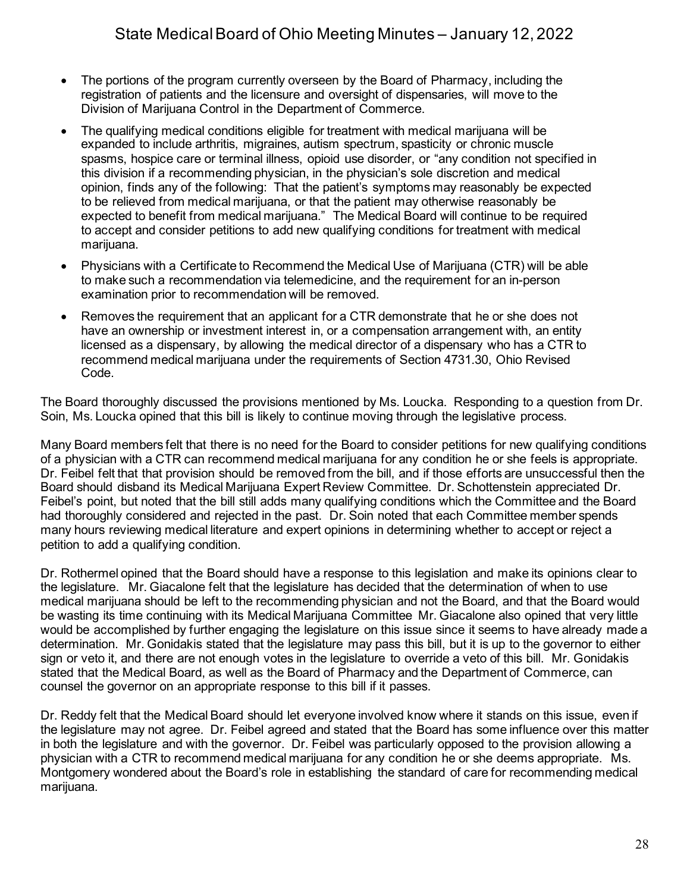- The portions of the program currently overseen by the Board of Pharmacy, including the registration of patients and the licensure and oversight of dispensaries, will move to the Division of Marijuana Control in the Department of Commerce.
- The qualifying medical conditions eligible for treatment with medical marijuana will be expanded to include arthritis, migraines, autism spectrum, spasticity or chronic muscle spasms, hospice care or terminal illness, opioid use disorder, or "any condition not specified in this division if a recommending physician, in the physician's sole discretion and medical opinion, finds any of the following: That the patient's symptoms may reasonably be expected to be relieved from medical marijuana, or that the patient may otherwise reasonably be expected to benefit from medical marijuana." The Medical Board will continue to be required to accept and consider petitions to add new qualifying conditions for treatment with medical marijuana.
- Physicians with a Certificate to Recommend the Medical Use of Marijuana (CTR) will be able to make such a recommendation via telemedicine, and the requirement for an in-person examination prior to recommendation will be removed.
- Removes the requirement that an applicant for a CTR demonstrate that he or she does not have an ownership or investment interest in, or a compensation arrangement with, an entity licensed as a dispensary, by allowing the medical director of a dispensary who has a CTR to recommend medical marijuana under the requirements of Section 4731.30, Ohio Revised Code.

The Board thoroughly discussed the provisions mentioned by Ms. Loucka. Responding to a question from Dr. Soin, Ms. Loucka opined that this bill is likely to continue moving through the legislative process.

Many Board members felt that there is no need for the Board to consider petitions for new qualifying conditions of a physician with a CTR can recommend medical marijuana for any condition he or she feels is appropriate. Dr. Feibel felt that that provision should be removed from the bill, and if those efforts are unsuccessful then the Board should disband its Medical Marijuana Expert Review Committee. Dr. Schottenstein appreciated Dr. Feibel's point, but noted that the bill still adds many qualifying conditions which the Committee and the Board had thoroughly considered and rejected in the past. Dr. Soin noted that each Committee member spends many hours reviewing medical literature and expert opinions in determining whether to accept or reject a petition to add a qualifying condition.

Dr. Rothermel opined that the Board should have a response to this legislation and make its opinions clear to the legislature. Mr. Giacalone felt that the legislature has decided that the determination of when to use medical marijuana should be left to the recommending physician and not the Board, and that the Board would be wasting its time continuing with its Medical Marijuana Committee Mr. Giacalone also opined that very little would be accomplished by further engaging the legislature on this issue since it seems to have already made a determination. Mr. Gonidakis stated that the legislature may pass this bill, but it is up to the governor to either sign or veto it, and there are not enough votes in the legislature to override a veto of this bill. Mr. Gonidakis stated that the Medical Board, as well as the Board of Pharmacy and the Department of Commerce, can counsel the governor on an appropriate response to this bill if it passes.

Dr. Reddy felt that the Medical Board should let everyone involved know where it stands on this issue, even if the legislature may not agree. Dr. Feibel agreed and stated that the Board has some influence over this matter in both the legislature and with the governor. Dr. Feibel was particularly opposed to the provision allowing a physician with a CTR to recommend medical marijuana for any condition he or she deems appropriate. Ms. Montgomery wondered about the Board's role in establishing the standard of care for recommending medical marijuana.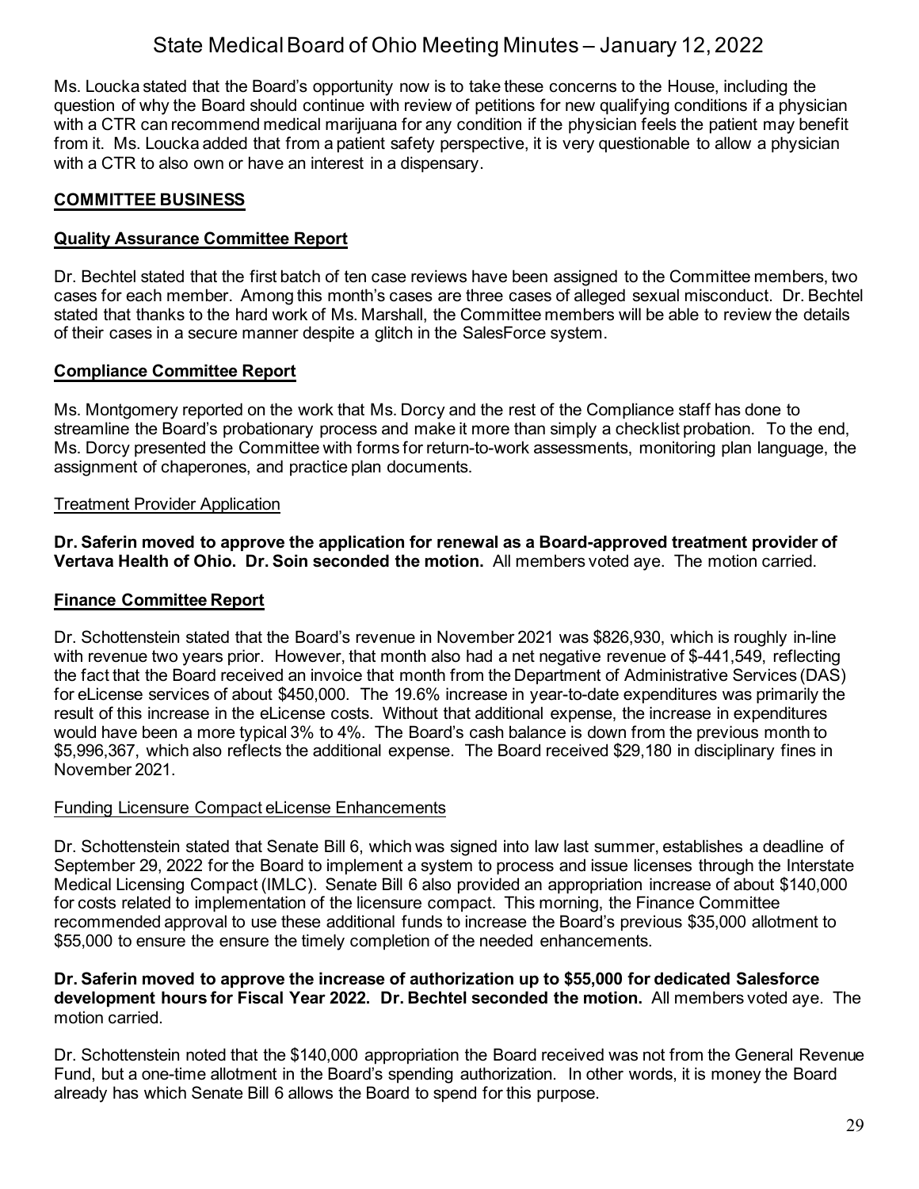Ms. Loucka stated that the Board's opportunity now is to take these concerns to the House, including the question of why the Board should continue with review of petitions for new qualifying conditions if a physician with a CTR can recommend medical marijuana for any condition if the physician feels the patient may benefit from it. Ms. Loucka added that from a patient safety perspective, it is very questionable to allow a physician with a CTR to also own or have an interest in a dispensary.

## COMMITTEE BUSINESS

### Quality Assurance Committee Report

Dr. Bechtel stated that the first batch of ten case reviews have been assigned to the Committee members, two cases for each member. Among this month's cases are three cases of alleged sexual misconduct. Dr. Bechtel stated that thanks to the hard work of Ms. Marshall, the Committee members will be able to review the details of their cases in a secure manner despite a glitch in the SalesForce system.

### Compliance Committee Report

Ms. Montgomery reported on the work that Ms. Dorcy and the rest of the Compliance staff has done to streamline the Board's probationary process and make it more than simply a checklist probation. To the end, Ms. Dorcy presented the Committee with forms for return-to-work assessments, monitoring plan language, the assignment of chaperones, and practice plan documents.

#### Treatment Provider Application

**Dr. Saferin moved to approve the application for renewal as a Board-approved treatment provider of Vertava Health of Ohio. Dr. Soin seconded the motion.** All members voted aye. The motion carried.

### Finance Committee Report

Dr. Schottenstein stated that the Board's revenue in November 2021 was $826,930, which is roughly in-line with revenue two years prior. However, that month also had a net negative revenue of $-441,549, reflecting the fact that the Board received an invoice that month from the Department of Administrative Services (DAS) for eLicense services of about $450,000. The 19.6% increase in year-to-date expenditures was primarily the result of this increase in the eLicense costs. Without that additional expense, the increase in expenditures would have been a more typical 3% to 4%. The Board's cash balance is down from the previous month to $5,996,367, which also reflects the additional expense. The Board received $29,180 in disciplinary fines in November 2021.

#### Funding Licensure Compact eLicense Enhancements

Dr. Schottenstein stated that Senate Bill 6, which was signed into law last summer, establishes a deadline of September 29, 2022 for the Board to implement a system to process and issue licenses through the Interstate Medical Licensing Compact (IMLC). Senate Bill 6 also provided an appropriation increase of about $140,000 for costs related to implementation of the licensure compact. This morning, the Finance Committee recommended approval to use these additional funds to increase the Board's previous $35,000 allotment to $55,000 to ensure the ensure the timely completion of the needed enhancements.

**Dr. Saferin moved to approve the increase of authorization up to $55,000 for dedicated Salesforce development hours for Fiscal Year 2022. Dr. Bechtel seconded the motion.** All members voted aye. The motion carried.

Dr. Schottenstein noted that the $140,000 appropriation the Board received was not from the General Revenue Fund, but a one-time allotment in the Board's spending authorization. In other words, it is money the Board already has which Senate Bill 6 allows the Board to spend for this purpose.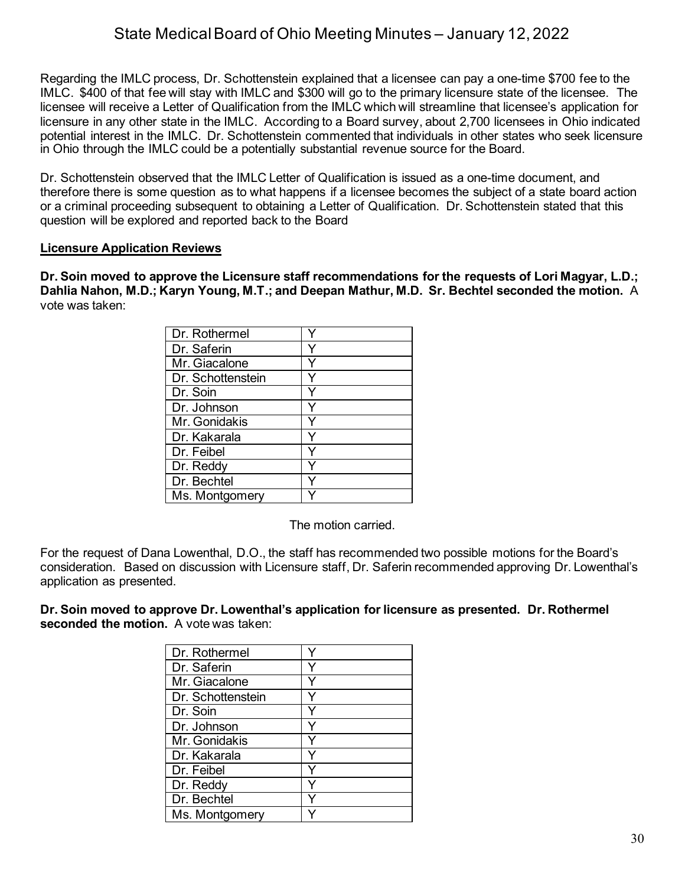Regarding the IMLC process, Dr. Schottenstein explained that a licensee can pay a one-time $700 fee to the IMLC. $400 of that fee will stay with IMLC and $300 will go to the primary licensure state of the licensee. The licensee will receive a Letter of Qualification from the IMLC which will streamline that licensee's application for licensure in any other state in the IMLC. According to a Board survey, about 2,700 licensees in Ohio indicated potential interest in the IMLC. Dr. Schottenstein commented that individuals in other states who seek licensure in Ohio through the IMLC could be a potentially substantial revenue source for the Board.

Dr. Schottenstein observed that the IMLC Letter of Qualification is issued as a one-time document, and therefore there is some question as to what happens if a licensee becomes the subject of a state board action or a criminal proceeding subsequent to obtaining a Letter of Qualification. Dr. Schottenstein stated that this question will be explored and reported back to the Board

**Licensure Application Reviews**

**Dr. Soin moved to approve the Licensure staff recommendations for the requests of Lori Magyar, L.D.; Dahlia Nahon, M.D.; Karyn Young, M.T.; and Deepan Mathur, M.D. Sr. Bechtel seconded the motion.** A vote was taken:

| | |
|---|---|
| Dr. Rothermel | Y |
| Dr. Saferin | Y |
| Mr. Giacalone | Y |
| Dr. Schottenstein | Y |
| Dr. Soin | Y |
| Dr. Johnson | Y |
| Mr. Gonidakis | Y |
| Dr. Kakarala | Y |
| Dr. Feibel | Y |
| Dr. Reddy | Y |
| Dr. Bechtel | Y |
| Ms. Montgomery | Y |

The motion carried.

For the request of Dana Lowenthal, D.O., the staff has recommended two possible motions for the Board's consideration. Based on discussion with Licensure staff, Dr. Saferin recommended approving Dr. Lowenthal's application as presented.

**Dr. Soin moved to approve Dr. Lowenthal's application for licensure as presented. Dr. Rothermel seconded the motion.** A vote was taken:

| | |
|---|---|
| Dr. Rothermel | Y |
| Dr. Saferin | Y |
| Mr. Giacalone | Y |
| Dr. Schottenstein | Y |
| Dr. Soin | Y |
| Dr. Johnson | Y |
| Mr. Gonidakis | Y |
| Dr. Kakarala | Y |
| Dr. Feibel | Y |
| Dr. Reddy | Y |
| Dr. Bechtel | Y |
| Ms. Montgomery | Y |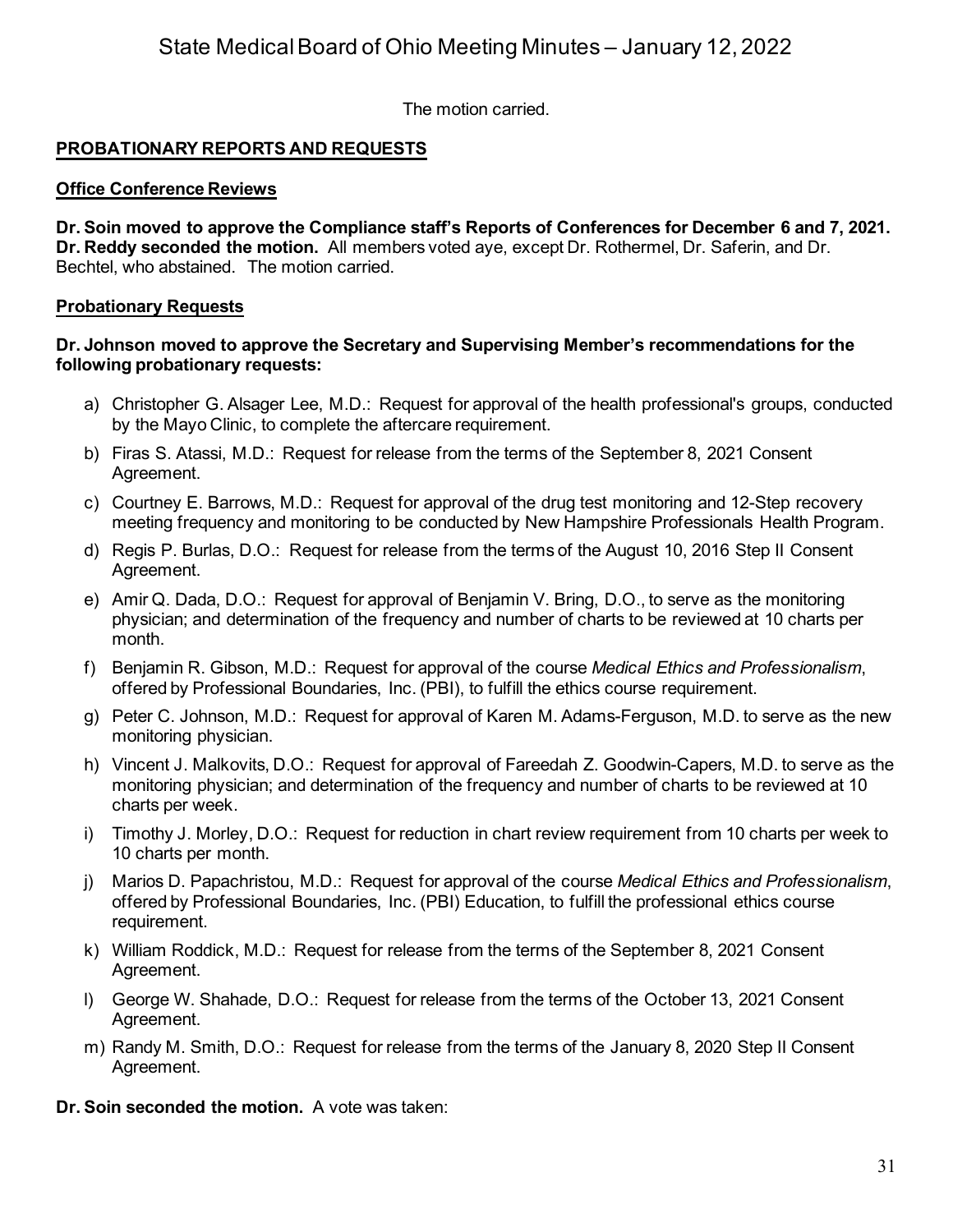The motion carried.

## PROBATIONARY REPORTS AND REQUESTS

### Office Conference Reviews

**Dr. Soin moved to approve the Compliance staff's Reports of Conferences for December 6 and 7, 2021. Dr. Reddy seconded the motion.** All members voted aye, except Dr. Rothermel, Dr. Saferin, and Dr. Bechtel, who abstained. The motion carried.

### Probationary Requests

**Dr. Johnson moved to approve the Secretary and Supervising Member's recommendations for the following probationary requests:**

a) Christopher G. Alsager Lee, M.D.: Request for approval of the health professional's groups, conducted by the Mayo Clinic, to complete the aftercare requirement.

b) Firas S. Atassi, M.D.: Request for release from the terms of the September 8, 2021 Consent Agreement.

c) Courtney E. Barrows, M.D.: Request for approval of the drug test monitoring and 12-Step recovery meeting frequency and monitoring to be conducted by New Hampshire Professionals Health Program.

d) Regis P. Burlas, D.O.: Request for release from the terms of the August 10, 2016 Step II Consent Agreement.

e) Amir Q. Dada, D.O.: Request for approval of Benjamin V. Bring, D.O., to serve as the monitoring physician; and determination of the frequency and number of charts to be reviewed at 10 charts per month.

f) Benjamin R. Gibson, M.D.: Request for approval of the course *Medical Ethics and Professionalism*, offered by Professional Boundaries, Inc. (PBI), to fulfill the ethics course requirement.

g) Peter C. Johnson, M.D.: Request for approval of Karen M. Adams-Ferguson, M.D. to serve as the new monitoring physician.

h) Vincent J. Malkovits, D.O.: Request for approval of Fareedah Z. Goodwin-Capers, M.D. to serve as the monitoring physician; and determination of the frequency and number of charts to be reviewed at 10 charts per week.

i) Timothy J. Morley, D.O.: Request for reduction in chart review requirement from 10 charts per week to 10 charts per month.

j) Marios D. Papachristou, M.D.: Request for approval of the course *Medical Ethics and Professionalism*, offered by Professional Boundaries, Inc. (PBI) Education, to fulfill the professional ethics course requirement.

k) William Roddick, M.D.: Request for release from the terms of the September 8, 2021 Consent Agreement.

l) George W. Shahade, D.O.: Request for release from the terms of the October 13, 2021 Consent Agreement.

m) Randy M. Smith, D.O.: Request for release from the terms of the January 8, 2020 Step II Consent Agreement.

**Dr. Soin seconded the motion.** A vote was taken: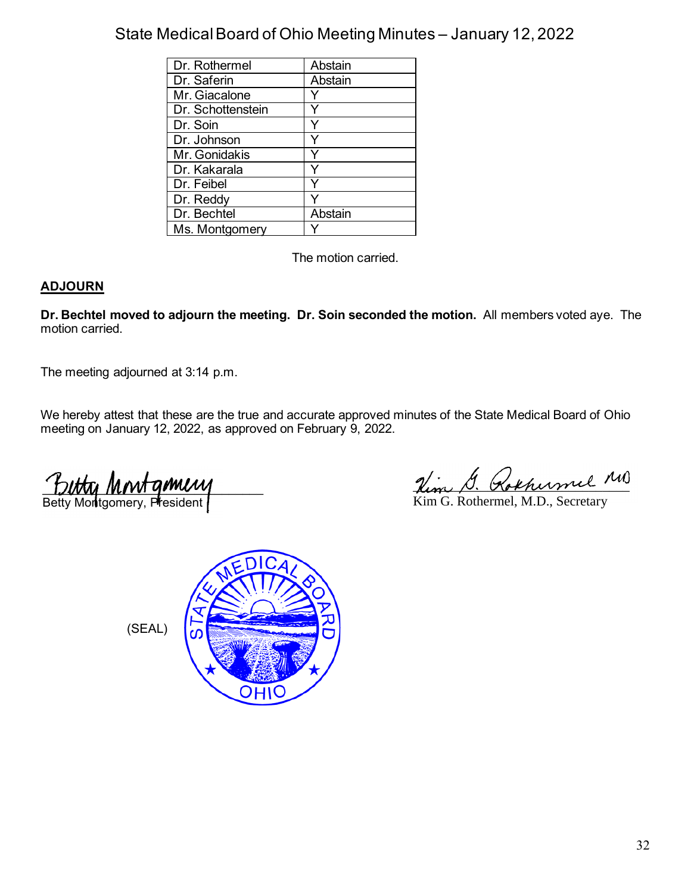| | |
|---|---|
| Dr. Rothermel | Abstain |
| Dr. Saferin | Abstain |
| Mr. Giacalone | Y |
| Dr. Schottenstein | Y |
| Dr. Soin | Y |
| Dr. Johnson | Y |
| Mr. Gonidakis | Y |
| Dr. Kakarala | Y |
| Dr. Feibel | Y |
| Dr. Reddy | Y |
| Dr. Bechtel | Abstain |
| Ms. Montgomery | Y |

The motion carried.

## ADJOURN

**Dr. Bechtel moved to adjourn the meeting. Dr. Soin seconded the motion.** All members voted aye. The motion carried.

The meeting adjourned at 3:14 p.m.

We hereby attest that these are the true and accurate approved minutes of the State Medical Board of Ohio meeting on January 12, 2022, as approved on February 9, 2022.

Betty Montgomery, President

Kim G. Rothermel, M.D., Secretary

(SEAL)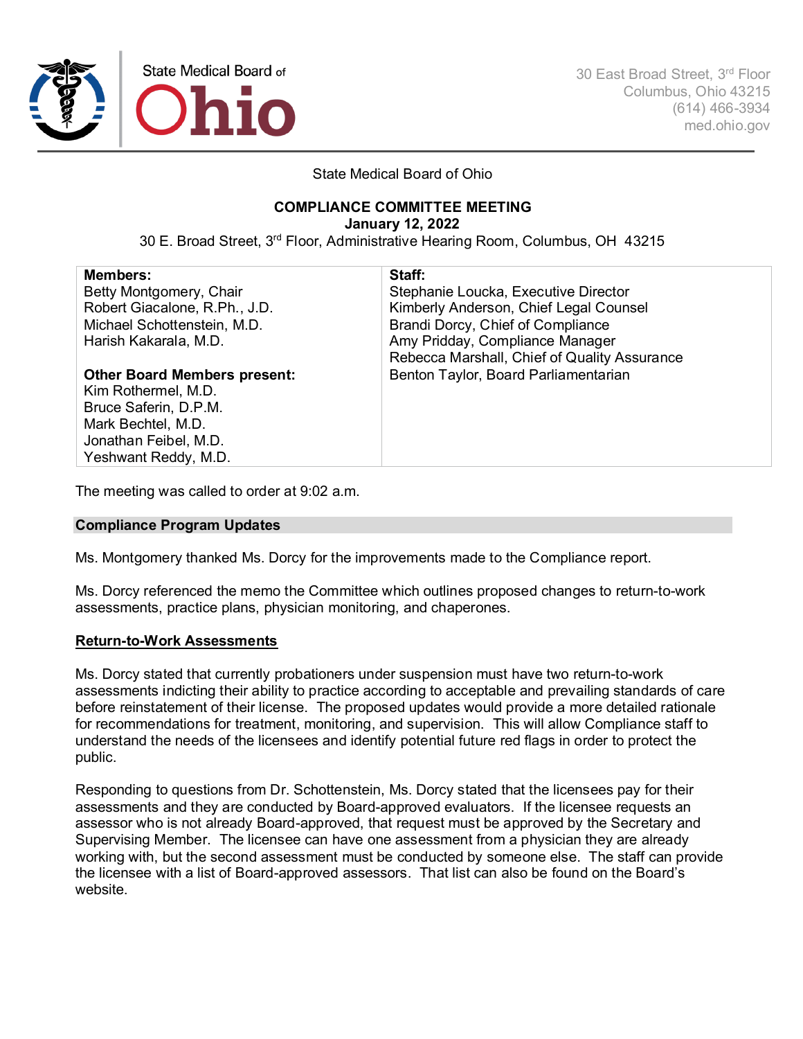State Medical Board of Ohio

30 East Broad Street, 3rd Floor
Columbus, Ohio 43215
(614) 466-3934
med.ohio.gov

State Medical Board of Ohio

**COMPLIANCE COMMITTEE MEETING**
**January 12, 2022**
30 E. Broad Street, 3rd Floor, Administrative Hearing Room, Columbus, OH 43215

| **Members:** | **Staff:** |
|---|---|
| Betty Montgomery, Chair | Stephanie Loucka, Executive Director |
| Robert Giacalone, R.Ph., J.D. | Kimberly Anderson, Chief Legal Counsel |
| Michael Schottenstein, M.D. | Brandi Dorcy, Chief of Compliance |
| Harish Kakarala, M.D. | Amy Pridday, Compliance Manager |
| | Rebecca Marshall, Chief of Quality Assurance |
| **Other Board Members present:** | Benton Taylor, Board Parliamentarian |
| Kim Rothermel, M.D. | |
| Bruce Saferin, D.P.M. | |
| Mark Bechtel, M.D. | |
| Jonathan Feibel, M.D. | |
| Yeshwant Reddy, M.D. | |

The meeting was called to order at 9:02 a.m.

## Compliance Program Updates

Ms. Montgomery thanked Ms. Dorcy for the improvements made to the Compliance report.

Ms. Dorcy referenced the memo the Committee which outlines proposed changes to return-to-work assessments, practice plans, physician monitoring, and chaperones.

### Return-to-Work Assessments

Ms. Dorcy stated that currently probationers under suspension must have two return-to-work assessments indicting their ability to practice according to acceptable and prevailing standards of care before reinstatement of their license. The proposed updates would provide a more detailed rationale for recommendations for treatment, monitoring, and supervision. This will allow Compliance staff to understand the needs of the licensees and identify potential future red flags in order to protect the public.

Responding to questions from Dr. Schottenstein, Ms. Dorcy stated that the licensees pay for their assessments and they are conducted by Board-approved evaluators. If the licensee requests an assessor who is not already Board-approved, that request must be approved by the Secretary and Supervising Member. The licensee can have one assessment from a physician they are already working with, but the second assessment must be conducted by someone else. The staff can provide the licensee with a list of Board-approved assessors. That list can also be found on the Board's website.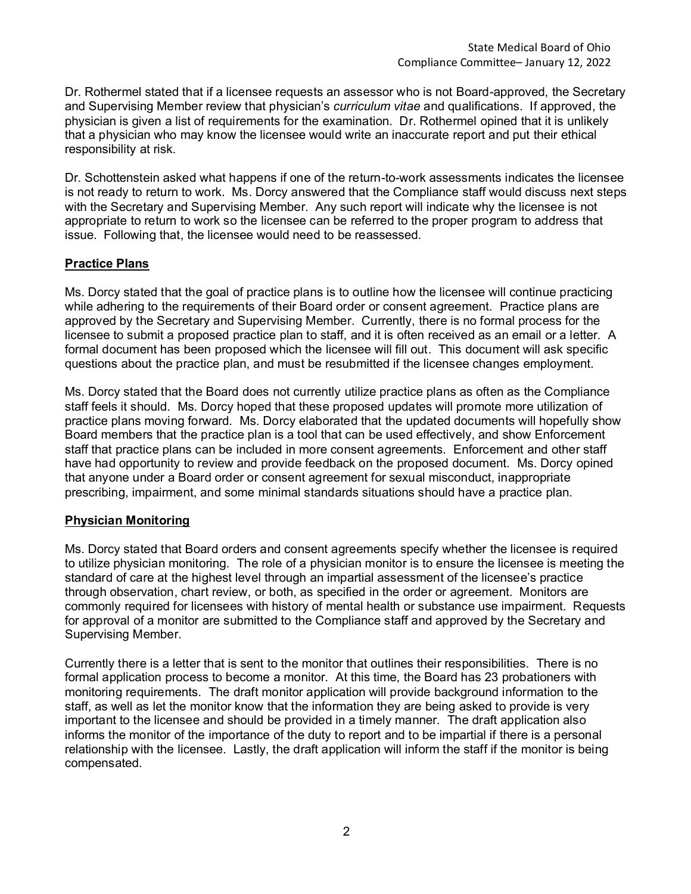Dr. Rothermel stated that if a licensee requests an assessor who is not Board-approved, the Secretary and Supervising Member review that physician's *curriculum vitae* and qualifications. If approved, the physician is given a list of requirements for the examination. Dr. Rothermel opined that it is unlikely that a physician who may know the licensee would write an inaccurate report and put their ethical responsibility at risk.

Dr. Schottenstein asked what happens if one of the return-to-work assessments indicates the licensee is not ready to return to work. Ms. Dorcy answered that the Compliance staff would discuss next steps with the Secretary and Supervising Member. Any such report will indicate why the licensee is not appropriate to return to work so the licensee can be referred to the proper program to address that issue. Following that, the licensee would need to be reassessed.

## Practice Plans

Ms. Dorcy stated that the goal of practice plans is to outline how the licensee will continue practicing while adhering to the requirements of their Board order or consent agreement. Practice plans are approved by the Secretary and Supervising Member. Currently, there is no formal process for the licensee to submit a proposed practice plan to staff, and it is often received as an email or a letter. A formal document has been proposed which the licensee will fill out. This document will ask specific questions about the practice plan, and must be resubmitted if the licensee changes employment.

Ms. Dorcy stated that the Board does not currently utilize practice plans as often as the Compliance staff feels it should. Ms. Dorcy hoped that these proposed updates will promote more utilization of practice plans moving forward. Ms. Dorcy elaborated that the updated documents will hopefully show Board members that the practice plan is a tool that can be used effectively, and show Enforcement staff that practice plans can be included in more consent agreements. Enforcement and other staff have had opportunity to review and provide feedback on the proposed document. Ms. Dorcy opined that anyone under a Board order or consent agreement for sexual misconduct, inappropriate prescribing, impairment, and some minimal standards situations should have a practice plan.

## Physician Monitoring

Ms. Dorcy stated that Board orders and consent agreements specify whether the licensee is required to utilize physician monitoring. The role of a physician monitor is to ensure the licensee is meeting the standard of care at the highest level through an impartial assessment of the licensee's practice through observation, chart review, or both, as specified in the order or agreement. Monitors are commonly required for licensees with history of mental health or substance use impairment. Requests for approval of a monitor are submitted to the Compliance staff and approved by the Secretary and Supervising Member.

Currently there is a letter that is sent to the monitor that outlines their responsibilities. There is no formal application process to become a monitor. At this time, the Board has 23 probationers with monitoring requirements. The draft monitor application will provide background information to the staff, as well as let the monitor know that the information they are being asked to provide is very important to the licensee and should be provided in a timely manner. The draft application also informs the monitor of the importance of the duty to report and to be impartial if there is a personal relationship with the licensee. Lastly, the draft application will inform the staff if the monitor is being compensated.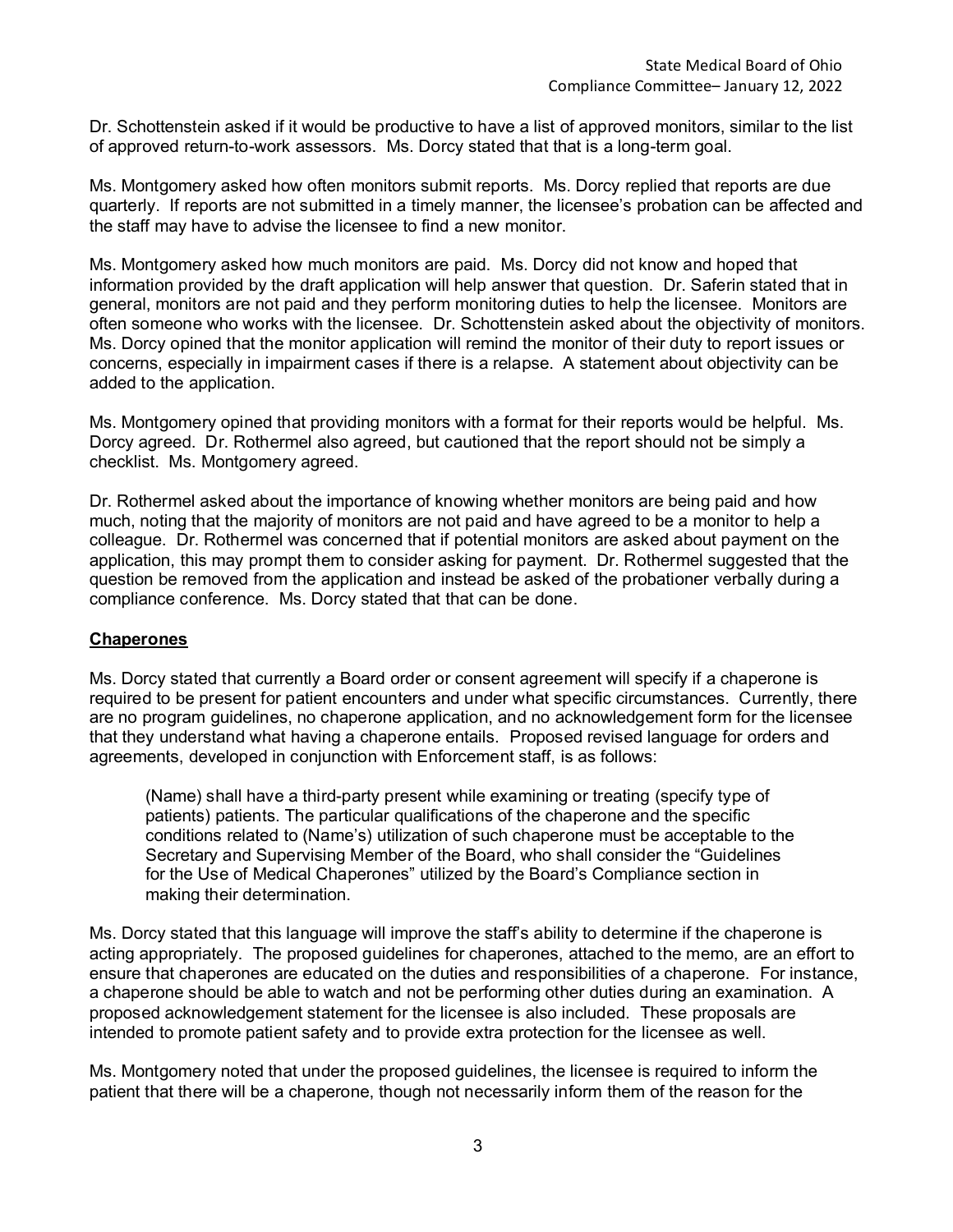Dr. Schottenstein asked if it would be productive to have a list of approved monitors, similar to the list of approved return-to-work assessors. Ms. Dorcy stated that that is a long-term goal.

Ms. Montgomery asked how often monitors submit reports. Ms. Dorcy replied that reports are due quarterly. If reports are not submitted in a timely manner, the licensee's probation can be affected and the staff may have to advise the licensee to find a new monitor.

Ms. Montgomery asked how much monitors are paid. Ms. Dorcy did not know and hoped that information provided by the draft application will help answer that question. Dr. Saferin stated that in general, monitors are not paid and they perform monitoring duties to help the licensee. Monitors are often someone who works with the licensee. Dr. Schottenstein asked about the objectivity of monitors. Ms. Dorcy opined that the monitor application will remind the monitor of their duty to report issues or concerns, especially in impairment cases if there is a relapse. A statement about objectivity can be added to the application.

Ms. Montgomery opined that providing monitors with a format for their reports would be helpful. Ms. Dorcy agreed. Dr. Rothermel also agreed, but cautioned that the report should not be simply a checklist. Ms. Montgomery agreed.

Dr. Rothermel asked about the importance of knowing whether monitors are being paid and how much, noting that the majority of monitors are not paid and have agreed to be a monitor to help a colleague. Dr. Rothermel was concerned that if potential monitors are asked about payment on the application, this may prompt them to consider asking for payment. Dr. Rothermel suggested that the question be removed from the application and instead be asked of the probationer verbally during a compliance conference. Ms. Dorcy stated that that can be done.

**Chaperones**

Ms. Dorcy stated that currently a Board order or consent agreement will specify if a chaperone is required to be present for patient encounters and under what specific circumstances. Currently, there are no program guidelines, no chaperone application, and no acknowledgement form for the licensee that they understand what having a chaperone entails. Proposed revised language for orders and agreements, developed in conjunction with Enforcement staff, is as follows:

> (Name) shall have a third-party present while examining or treating (specify type of patients) patients. The particular qualifications of the chaperone and the specific conditions related to (Name's) utilization of such chaperone must be acceptable to the Secretary and Supervising Member of the Board, who shall consider the "Guidelines for the Use of Medical Chaperones" utilized by the Board's Compliance section in making their determination.

Ms. Dorcy stated that this language will improve the staff's ability to determine if the chaperone is acting appropriately. The proposed guidelines for chaperones, attached to the memo, are an effort to ensure that chaperones are educated on the duties and responsibilities of a chaperone. For instance, a chaperone should be able to watch and not be performing other duties during an examination. A proposed acknowledgement statement for the licensee is also included. These proposals are intended to promote patient safety and to provide extra protection for the licensee as well.

Ms. Montgomery noted that under the proposed guidelines, the licensee is required to inform the patient that there will be a chaperone, though not necessarily inform them of the reason for the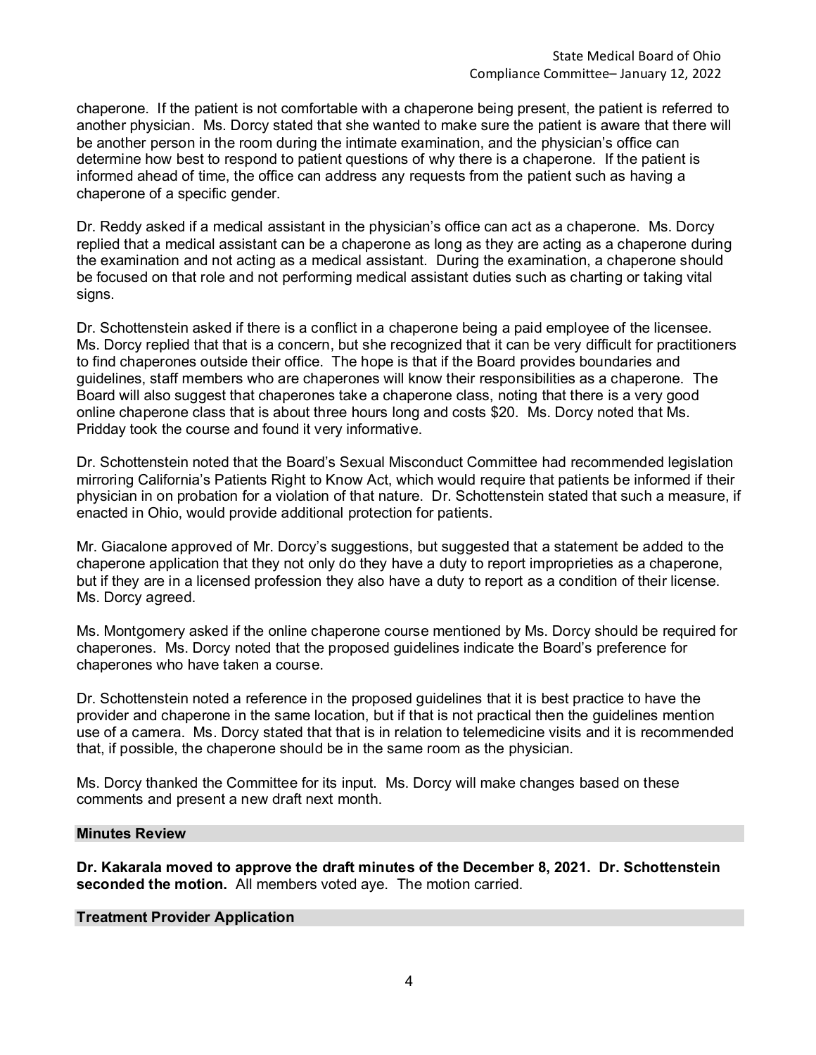chaperone. If the patient is not comfortable with a chaperone being present, the patient is referred to another physician. Ms. Dorcy stated that she wanted to make sure the patient is aware that there will be another person in the room during the intimate examination, and the physician's office can determine how best to respond to patient questions of why there is a chaperone. If the patient is informed ahead of time, the office can address any requests from the patient such as having a chaperone of a specific gender.

Dr. Reddy asked if a medical assistant in the physician's office can act as a chaperone. Ms. Dorcy replied that a medical assistant can be a chaperone as long as they are acting as a chaperone during the examination and not acting as a medical assistant. During the examination, a chaperone should be focused on that role and not performing medical assistant duties such as charting or taking vital signs.

Dr. Schottenstein asked if there is a conflict in a chaperone being a paid employee of the licensee. Ms. Dorcy replied that that is a concern, but she recognized that it can be very difficult for practitioners to find chaperones outside their office. The hope is that if the Board provides boundaries and guidelines, staff members who are chaperones will know their responsibilities as a chaperone. The Board will also suggest that chaperones take a chaperone class, noting that there is a very good online chaperone class that is about three hours long and costs $20. Ms. Dorcy noted that Ms. Pridday took the course and found it very informative.

Dr. Schottenstein noted that the Board's Sexual Misconduct Committee had recommended legislation mirroring California's Patients Right to Know Act, which would require that patients be informed if their physician in on probation for a violation of that nature. Dr. Schottenstein stated that such a measure, if enacted in Ohio, would provide additional protection for patients.

Mr. Giacalone approved of Mr. Dorcy's suggestions, but suggested that a statement be added to the chaperone application that they not only do they have a duty to report improprieties as a chaperone, but if they are in a licensed profession they also have a duty to report as a condition of their license. Ms. Dorcy agreed.

Ms. Montgomery asked if the online chaperone course mentioned by Ms. Dorcy should be required for chaperones. Ms. Dorcy noted that the proposed guidelines indicate the Board's preference for chaperones who have taken a course.

Dr. Schottenstein noted a reference in the proposed guidelines that it is best practice to have the provider and chaperone in the same location, but if that is not practical then the guidelines mention use of a camera. Ms. Dorcy stated that that is in relation to telemedicine visits and it is recommended that, if possible, the chaperone should be in the same room as the physician.

Ms. Dorcy thanked the Committee for its input. Ms. Dorcy will make changes based on these comments and present a new draft next month.

## Minutes Review

**Dr. Kakarala moved to approve the draft minutes of the December 8, 2021. Dr. Schottenstein seconded the motion.** All members voted aye. The motion carried.

## Treatment Provider Application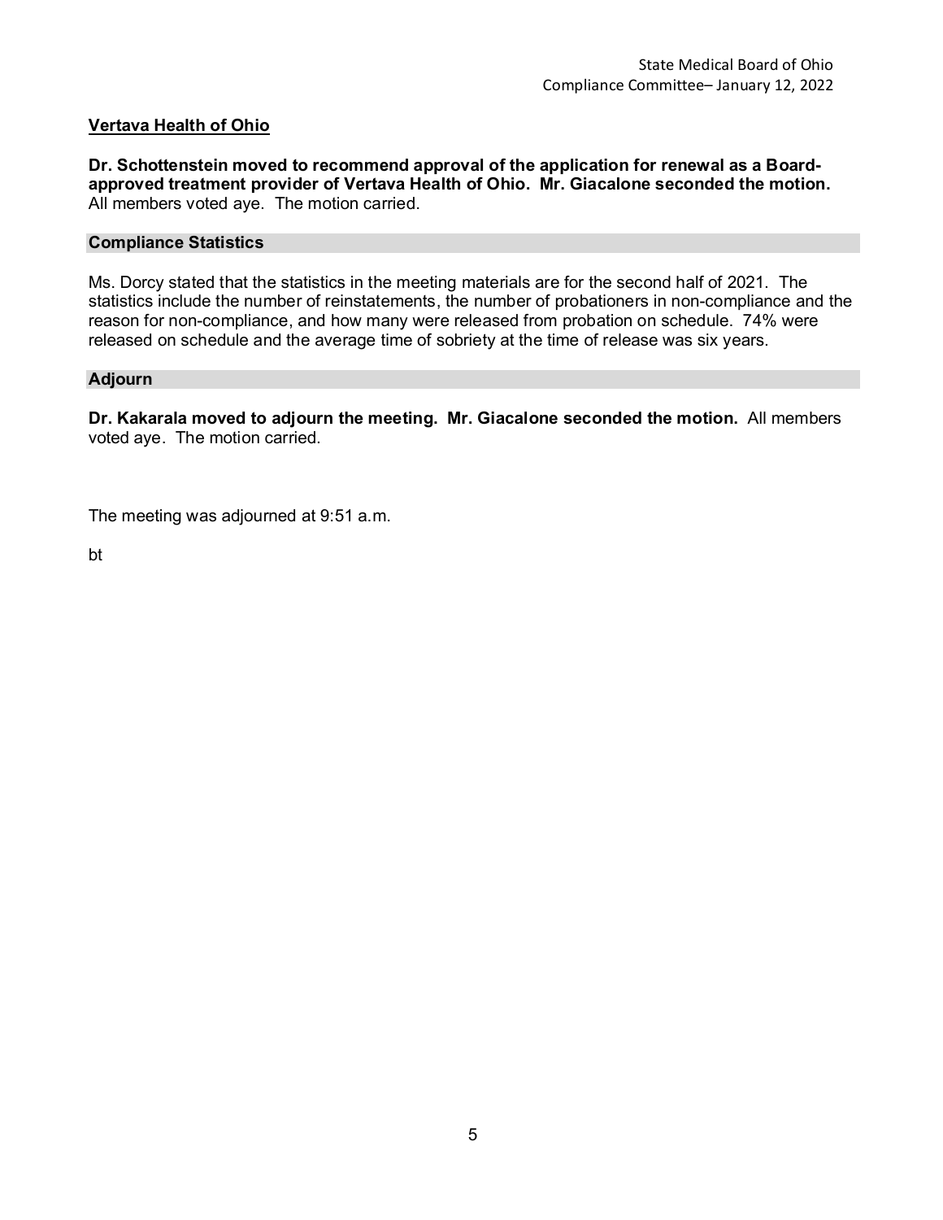## Vertava Health of Ohio

**Dr. Schottenstein moved to recommend approval of the application for renewal as a Board-approved treatment provider of Vertava Health of Ohio. Mr. Giacalone seconded the motion.** All members voted aye. The motion carried.

## Compliance Statistics

Ms. Dorcy stated that the statistics in the meeting materials are for the second half of 2021. The statistics include the number of reinstatements, the number of probationers in non-compliance and the reason for non-compliance, and how many were released from probation on schedule. 74% were released on schedule and the average time of sobriety at the time of release was six years.

## Adjourn

**Dr. Kakarala moved to adjourn the meeting. Mr. Giacalone seconded the motion.** All members voted aye. The motion carried.

The meeting was adjourned at 9:51 a.m.

bt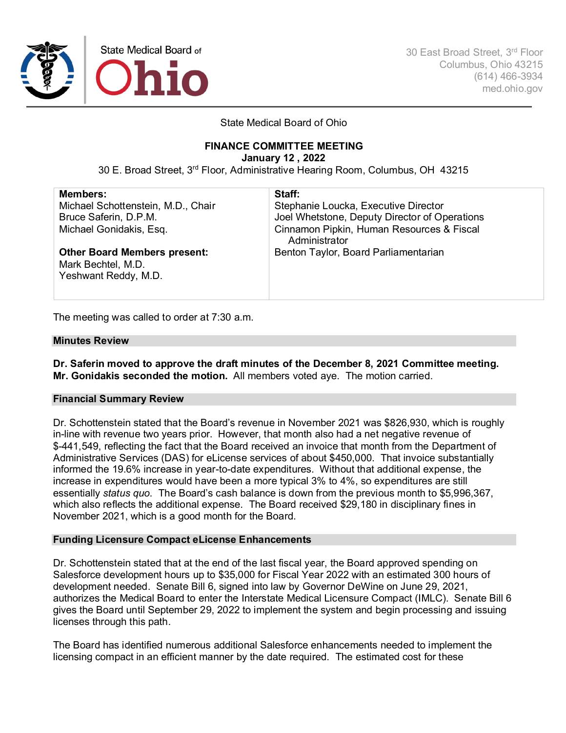State Medical Board of Ohio

30 East Broad Street, 3rd Floor
Columbus, Ohio 43215
(614) 466-3934
med.ohio.gov

State Medical Board of Ohio

**FINANCE COMMITTEE MEETING**
**January 12 , 2022**
30 E. Broad Street, 3rd Floor, Administrative Hearing Room, Columbus, OH 43215

| **Members:** | **Staff:** |
|---|---|
| Michael Schottenstein, M.D., Chair<br>Bruce Saferin, D.P.M.<br>Michael Gonidakis, Esq.<br><br>**Other Board Members present:**<br>Mark Bechtel, M.D.<br>Yeshwant Reddy, M.D. | Stephanie Loucka, Executive Director<br>Joel Whetstone, Deputy Director of Operations<br>Cinnamon Pipkin, Human Resources & Fiscal Administrator<br>Benton Taylor, Board Parliamentarian |

The meeting was called to order at 7:30 a.m.

## Minutes Review

**Dr. Saferin moved to approve the draft minutes of the December 8, 2021 Committee meeting. Mr. Gonidakis seconded the motion.** All members voted aye. The motion carried.

## Financial Summary Review

Dr. Schottenstein stated that the Board's revenue in November 2021 was $826,930, which is roughly in-line with revenue two years prior. However, that month also had a net negative revenue of $-441,549, reflecting the fact that the Board received an invoice that month from the Department of Administrative Services (DAS) for eLicense services of about $450,000. That invoice substantially informed the 19.6% increase in year-to-date expenditures. Without that additional expense, the increase in expenditures would have been a more typical 3% to 4%, so expenditures are still essentially *status quo*. The Board's cash balance is down from the previous month to $5,996,367, which also reflects the additional expense. The Board received $29,180 in disciplinary fines in November 2021, which is a good month for the Board.

## Funding Licensure Compact eLicense Enhancements

Dr. Schottenstein stated that at the end of the last fiscal year, the Board approved spending on Salesforce development hours up to $35,000 for Fiscal Year 2022 with an estimated 300 hours of development needed. Senate Bill 6, signed into law by Governor DeWine on June 29, 2021, authorizes the Medical Board to enter the Interstate Medical Licensure Compact (IMLC). Senate Bill 6 gives the Board until September 29, 2022 to implement the system and begin processing and issuing licenses through this path.

The Board has identified numerous additional Salesforce enhancements needed to implement the licensing compact in an efficient manner by the date required. The estimated cost for these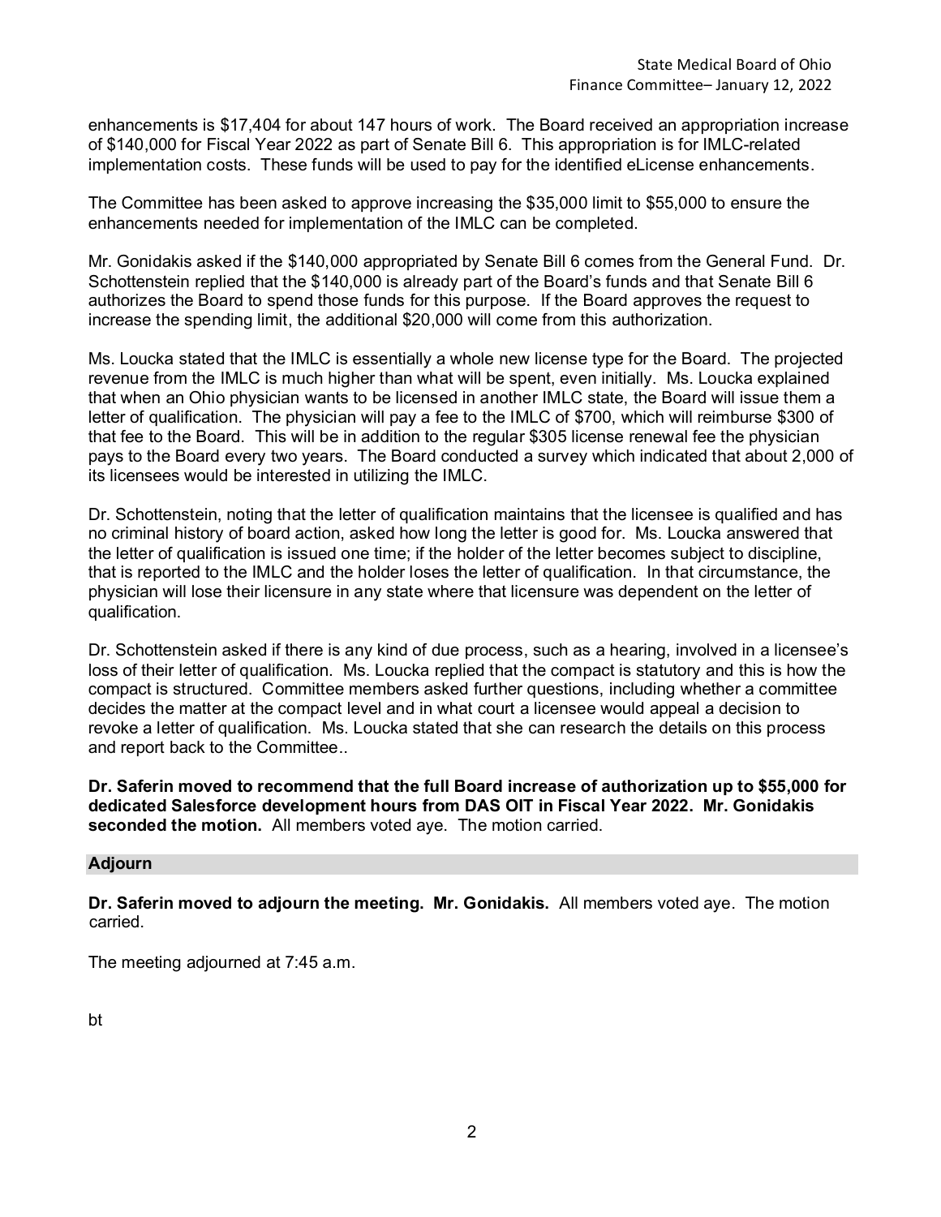enhancements is $17,404 for about 147 hours of work. The Board received an appropriation increase of $140,000 for Fiscal Year 2022 as part of Senate Bill 6. This appropriation is for IMLC-related implementation costs. These funds will be used to pay for the identified eLicense enhancements.

The Committee has been asked to approve increasing the $35,000 limit to $55,000 to ensure the enhancements needed for implementation of the IMLC can be completed.

Mr. Gonidakis asked if the $140,000 appropriated by Senate Bill 6 comes from the General Fund. Dr. Schottenstein replied that the $140,000 is already part of the Board's funds and that Senate Bill 6 authorizes the Board to spend those funds for this purpose. If the Board approves the request to increase the spending limit, the additional $20,000 will come from this authorization.

Ms. Loucka stated that the IMLC is essentially a whole new license type for the Board. The projected revenue from the IMLC is much higher than what will be spent, even initially. Ms. Loucka explained that when an Ohio physician wants to be licensed in another IMLC state, the Board will issue them a letter of qualification. The physician will pay a fee to the IMLC of $700, which will reimburse $300 of that fee to the Board. This will be in addition to the regular $305 license renewal fee the physician pays to the Board every two years. The Board conducted a survey which indicated that about 2,000 of its licensees would be interested in utilizing the IMLC.

Dr. Schottenstein, noting that the letter of qualification maintains that the licensee is qualified and has no criminal history of board action, asked how long the letter is good for. Ms. Loucka answered that the letter of qualification is issued one time; if the holder of the letter becomes subject to discipline, that is reported to the IMLC and the holder loses the letter of qualification. In that circumstance, the physician will lose their licensure in any state where that licensure was dependent on the letter of qualification.

Dr. Schottenstein asked if there is any kind of due process, such as a hearing, involved in a licensee's loss of their letter of qualification. Ms. Loucka replied that the compact is statutory and this is how the compact is structured. Committee members asked further questions, including whether a committee decides the matter at the compact level and in what court a licensee would appeal a decision to revoke a letter of qualification. Ms. Loucka stated that she can research the details on this process and report back to the Committee..

**Dr. Saferin moved to recommend that the full Board increase of authorization up to $55,000 for dedicated Salesforce development hours from DAS OIT in Fiscal Year 2022. Mr. Gonidakis seconded the motion.** All members voted aye. The motion carried.

## Adjourn

**Dr. Saferin moved to adjourn the meeting. Mr. Gonidakis.** All members voted aye. The motion carried.

The meeting adjourned at 7:45 a.m.

bt